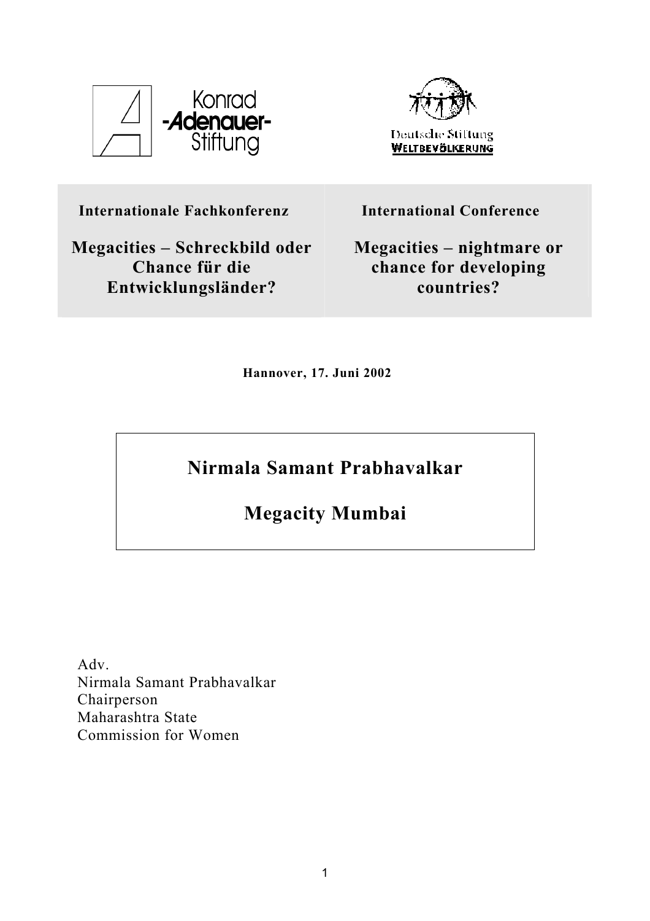Konrad-Adenauer-Stiftung

Deutsche Stiftung Weltbevölkerung

| Internationale Fachkonferenz | International Conference |
|---|---|
| **Megacities – Schreckbild oder Chance für die Entwicklungsländer?** | **Megacities – nightmare or chance for developing countries?** |

**Hannover, 17. Juni 2002**

# Nirmala Samant Prabhavalkar

# Megacity Mumbai

Adv.
Nirmala Samant Prabhavalkar
Chairperson
Maharashtra State
Commission for Women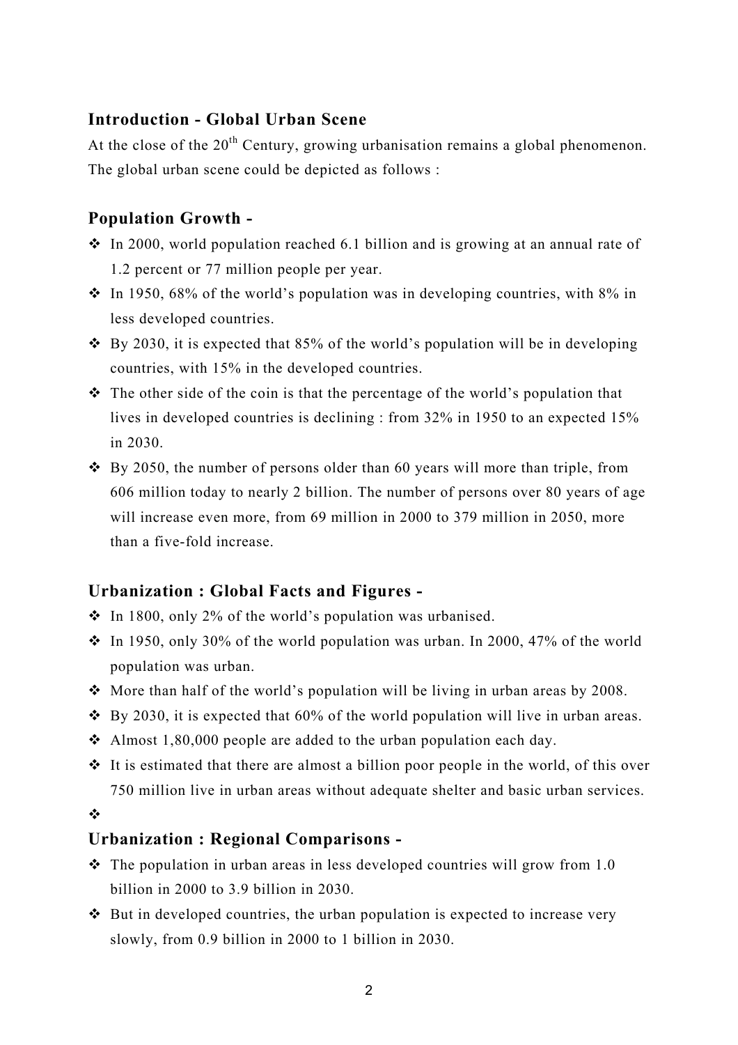## Introduction - Global Urban Scene

At the close of the 20th Century, growing urbanisation remains a global phenomenon. The global urban scene could be depicted as follows :

## Population Growth -

- In 2000, world population reached 6.1 billion and is growing at an annual rate of 1.2 percent or 77 million people per year.
- In 1950, 68% of the world's population was in developing countries, with 8% in less developed countries.
- By 2030, it is expected that 85% of the world's population will be in developing countries, with 15% in the developed countries.
- The other side of the coin is that the percentage of the world's population that lives in developed countries is declining : from 32% in 1950 to an expected 15% in 2030.
- By 2050, the number of persons older than 60 years will more than triple, from 606 million today to nearly 2 billion. The number of persons over 80 years of age will increase even more, from 69 million in 2000 to 379 million in 2050, more than a five-fold increase.

## Urbanization : Global Facts and Figures -

- In 1800, only 2% of the world's population was urbanised.
- In 1950, only 30% of the world population was urban. In 2000, 47% of the world population was urban.
- More than half of the world's population will be living in urban areas by 2008.
- By 2030, it is expected that 60% of the world population will live in urban areas.
- Almost 1,80,000 people are added to the urban population each day.
- It is estimated that there are almost a billion poor people in the world, of this over 750 million live in urban areas without adequate shelter and basic urban services.

## Urbanization : Regional Comparisons -

- The population in urban areas in less developed countries will grow from 1.0 billion in 2000 to 3.9 billion in 2030.
- But in developed countries, the urban population is expected to increase very slowly, from 0.9 billion in 2000 to 1 billion in 2030.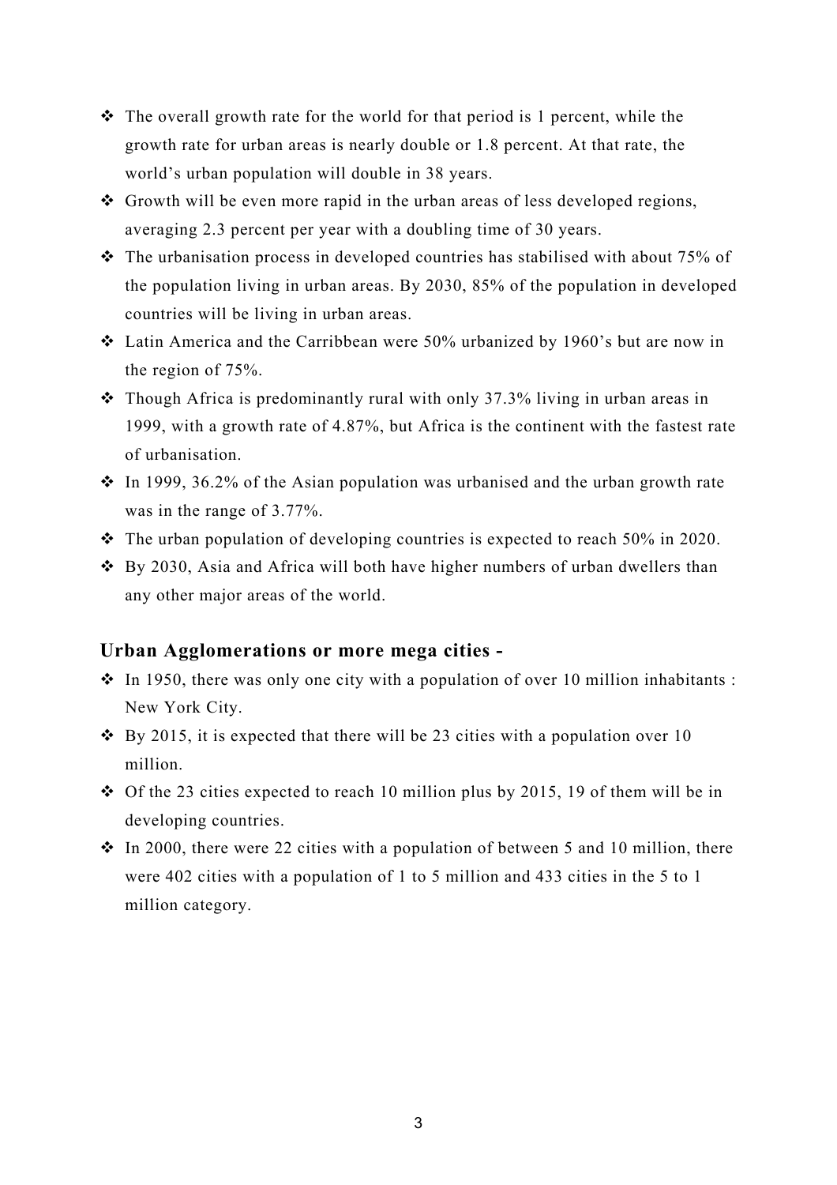- The overall growth rate for the world for that period is 1 percent, while the growth rate for urban areas is nearly double or 1.8 percent. At that rate, the world's urban population will double in 38 years.
- Growth will be even more rapid in the urban areas of less developed regions, averaging 2.3 percent per year with a doubling time of 30 years.
- The urbanisation process in developed countries has stabilised with about 75% of the population living in urban areas. By 2030, 85% of the population in developed countries will be living in urban areas.
- Latin America and the Carribbean were 50% urbanized by 1960's but are now in the region of 75%.
- Though Africa is predominantly rural with only 37.3% living in urban areas in 1999, with a growth rate of 4.87%, but Africa is the continent with the fastest rate of urbanisation.
- In 1999, 36.2% of the Asian population was urbanised and the urban growth rate was in the range of 3.77%.
- The urban population of developing countries is expected to reach 50% in 2020.
- By 2030, Asia and Africa will both have higher numbers of urban dwellers than any other major areas of the world.

### Urban Agglomerations or more mega cities -

- In 1950, there was only one city with a population of over 10 million inhabitants : New York City.
- By 2015, it is expected that there will be 23 cities with a population over 10 million.
- Of the 23 cities expected to reach 10 million plus by 2015, 19 of them will be in developing countries.
- In 2000, there were 22 cities with a population of between 5 and 10 million, there were 402 cities with a population of 1 to 5 million and 433 cities in the 5 to 1 million category.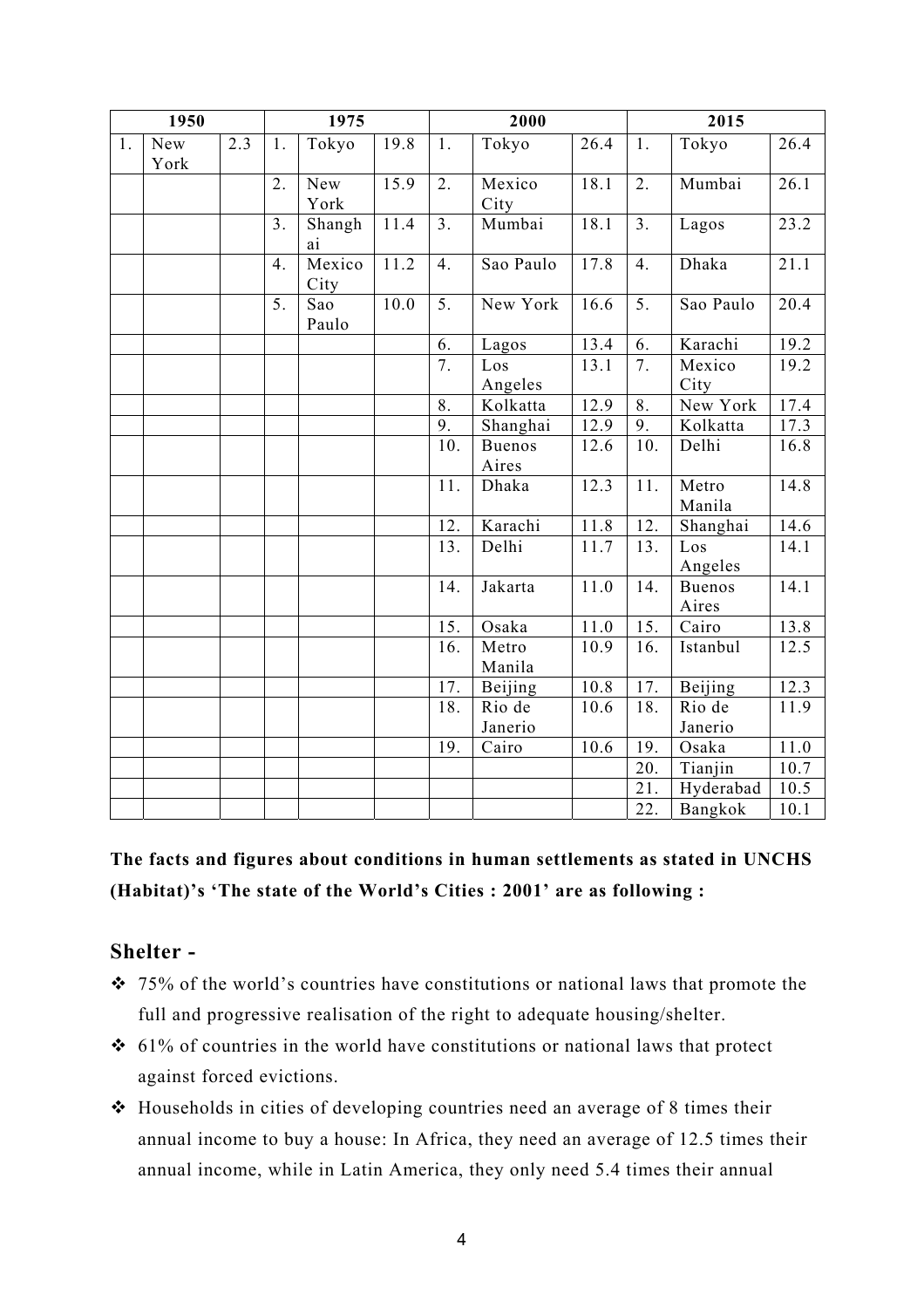| 1950 | | | 1975 | | | 2000 | | | 2015 | | |
|---|---|---|---|---|---|---|---|---|---|---|---|
| 1. | New York | 2.3 | 1. | Tokyo | 19.8 | 1. | Tokyo | 26.4 | 1. | Tokyo | 26.4 |
| | | | 2. | New York | 15.9 | 2. | Mexico City | 18.1 | 2. | Mumbai | 26.1 |
| | | | 3. | Shanghai | 11.4 | 3. | Mumbai | 18.1 | 3. | Lagos | 23.2 |
| | | | 4. | Mexico City | 11.2 | 4. | Sao Paulo | 17.8 | 4. | Dhaka | 21.1 |
| | | | 5. | Sao Paulo | 10.0 | 5. | New York | 16.6 | 5. | Sao Paulo | 20.4 |
| | | | | | | 6. | Lagos | 13.4 | 6. | Karachi | 19.2 |
| | | | | | | 7. | Los Angeles | 13.1 | 7. | Mexico City | 19.2 |
| | | | | | | 8. | Kolkatta | 12.9 | 8. | New York | 17.4 |
| | | | | | | 9. | Shanghai | 12.9 | 9. | Kolkatta | 17.3 |
| | | | | | | 10. | Buenos Aires | 12.6 | 10. | Delhi | 16.8 |
| | | | | | | 11. | Dhaka | 12.3 | 11. | Metro Manila | 14.8 |
| | | | | | | 12. | Karachi | 11.8 | 12. | Shanghai | 14.6 |
| | | | | | | 13. | Delhi | 11.7 | 13. | Los Angeles | 14.1 |
| | | | | | | 14. | Jakarta | 11.0 | 14. | Buenos Aires | 14.1 |
| | | | | | | 15. | Osaka | 11.0 | 15. | Cairo | 13.8 |
| | | | | | | 16. | Metro Manila | 10.9 | 16. | Istanbul | 12.5 |
| | | | | | | 17. | Beijing | 10.8 | 17. | Beijing | 12.3 |
| | | | | | | 18. | Rio de Janerio | 10.6 | 18. | Rio de Janerio | 11.9 |
| | | | | | | 19. | Cairo | 10.6 | 19. | Osaka | 11.0 |
| | | | | | | | | | 20. | Tianjin | 10.7 |
| | | | | | | | | | 21. | Hyderabad | 10.5 |
| | | | | | | | | | 22. | Bangkok | 10.1 |

**The facts and figures about conditions in human settlements as stated in UNCHS (Habitat)'s 'The state of the World's Cities : 2001' are as following :**

## Shelter -

- 75% of the world's countries have constitutions or national laws that promote the full and progressive realisation of the right to adequate housing/shelter.
- 61% of countries in the world have constitutions or national laws that protect against forced evictions.
- Households in cities of developing countries need an average of 8 times their annual income to buy a house: In Africa, they need an average of 12.5 times their annual income, while in Latin America, they only need 5.4 times their annual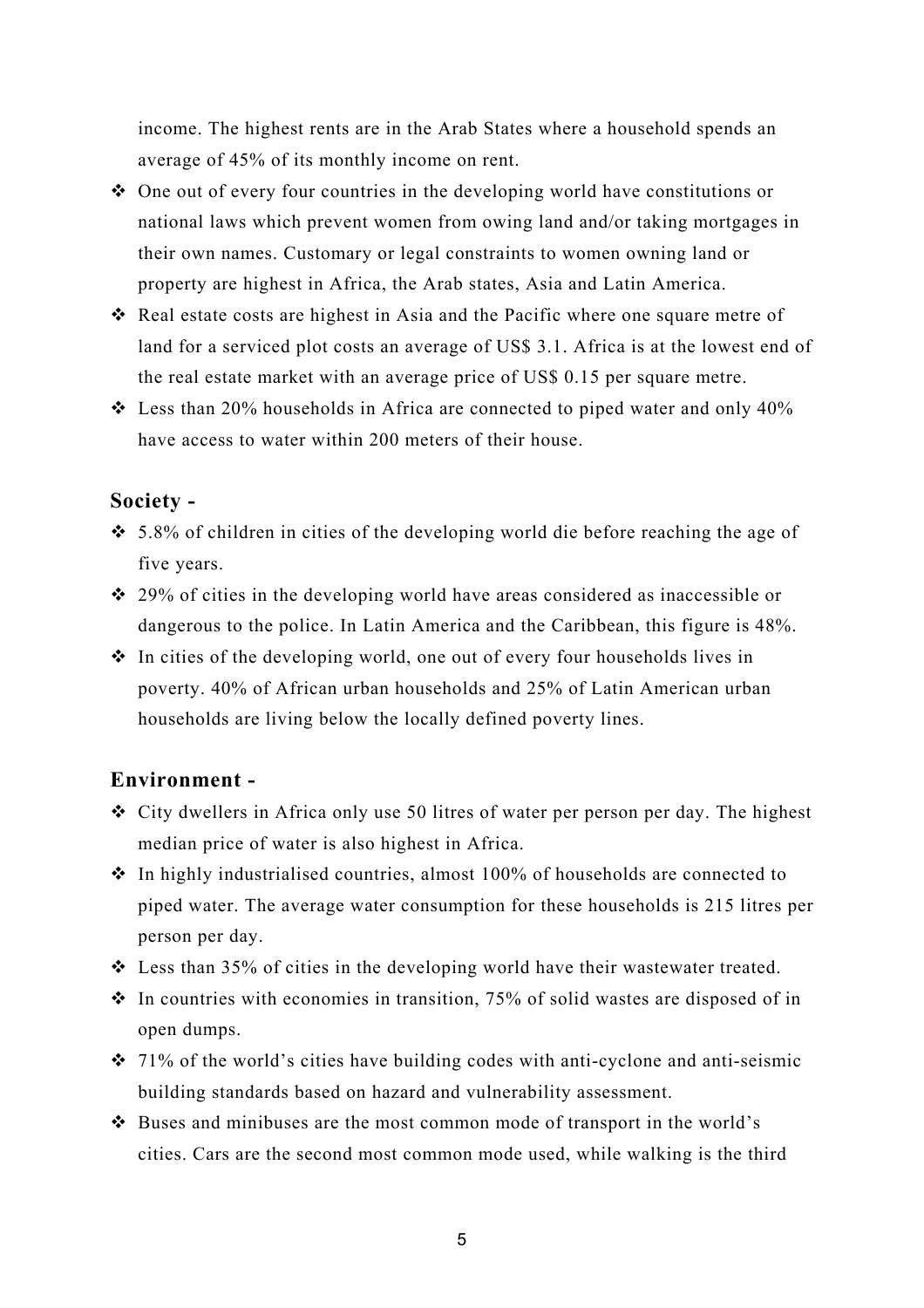income. The highest rents are in the Arab States where a household spends an average of 45% of its monthly income on rent.

- One out of every four countries in the developing world have constitutions or national laws which prevent women from owing land and/or taking mortgages in their own names. Customary or legal constraints to women owning land or property are highest in Africa, the Arab states, Asia and Latin America.
- Real estate costs are highest in Asia and the Pacific where one square metre of land for a serviced plot costs an average of US$ 3.1. Africa is at the lowest end of the real estate market with an average price of US$ 0.15 per square metre.
- Less than 20% households in Africa are connected to piped water and only 40% have access to water within 200 meters of their house.

## Society -

- 5.8% of children in cities of the developing world die before reaching the age of five years.
- 29% of cities in the developing world have areas considered as inaccessible or dangerous to the police. In Latin America and the Caribbean, this figure is 48%.
- In cities of the developing world, one out of every four households lives in poverty. 40% of African urban households and 25% of Latin American urban households are living below the locally defined poverty lines.

## Environment -

- City dwellers in Africa only use 50 litres of water per person per day. The highest median price of water is also highest in Africa.
- In highly industrialised countries, almost 100% of households are connected to piped water. The average water consumption for these households is 215 litres per person per day.
- Less than 35% of cities in the developing world have their wastewater treated.
- In countries with economies in transition, 75% of solid wastes are disposed of in open dumps.
- 71% of the world's cities have building codes with anti-cyclone and anti-seismic building standards based on hazard and vulnerability assessment.
- Buses and minibuses are the most common mode of transport in the world's cities. Cars are the second most common mode used, while walking is the third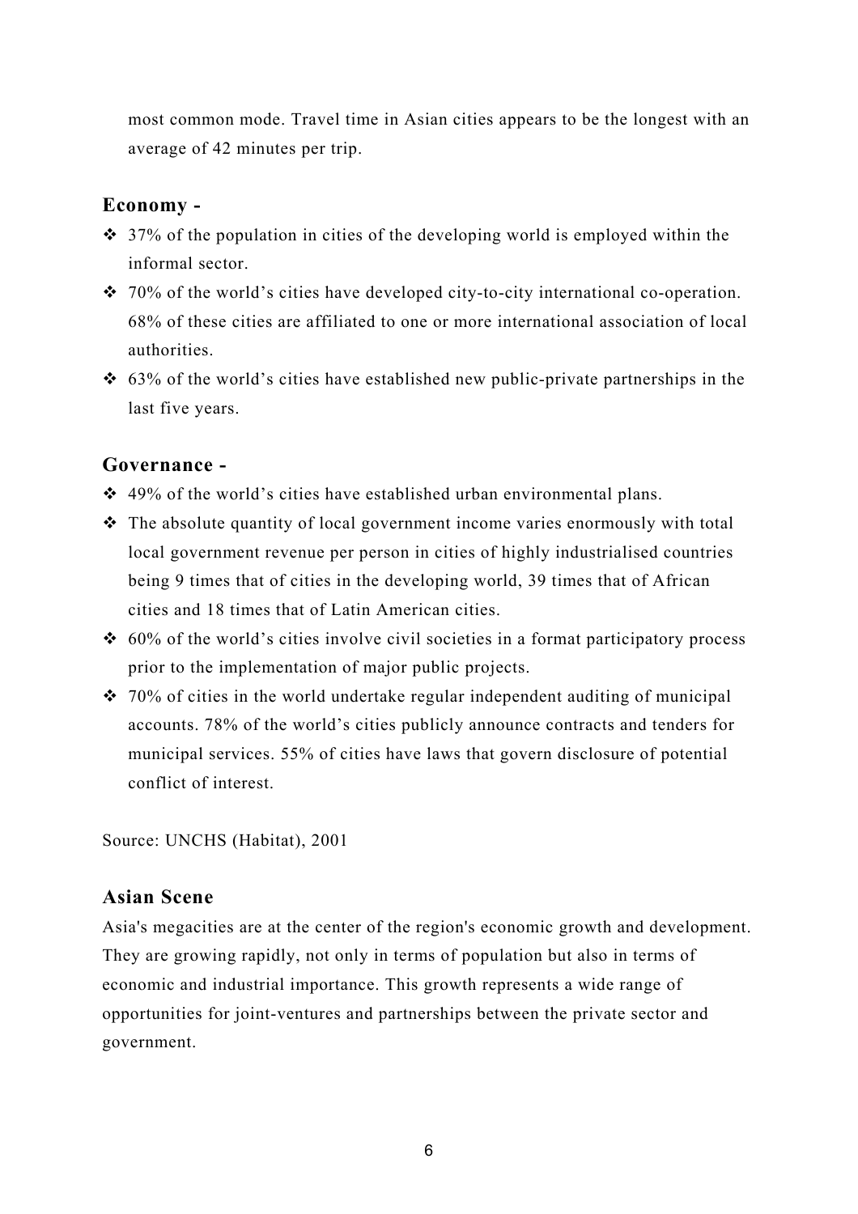most common mode. Travel time in Asian cities appears to be the longest with an average of 42 minutes per trip.

### Economy -

- 37% of the population in cities of the developing world is employed within the informal sector.
- 70% of the world's cities have developed city-to-city international co-operation. 68% of these cities are affiliated to one or more international association of local authorities.
- 63% of the world's cities have established new public-private partnerships in the last five years.

### Governance -

- 49% of the world's cities have established urban environmental plans.
- The absolute quantity of local government income varies enormously with total local government revenue per person in cities of highly industrialised countries being 9 times that of cities in the developing world, 39 times that of African cities and 18 times that of Latin American cities.
- 60% of the world's cities involve civil societies in a format participatory process prior to the implementation of major public projects.
- 70% of cities in the world undertake regular independent auditing of municipal accounts. 78% of the world's cities publicly announce contracts and tenders for municipal services. 55% of cities have laws that govern disclosure of potential conflict of interest.

Source: UNCHS (Habitat), 2001

### Asian Scene

Asia's megacities are at the center of the region's economic growth and development. They are growing rapidly, not only in terms of population but also in terms of economic and industrial importance. This growth represents a wide range of opportunities for joint-ventures and partnerships between the private sector and government.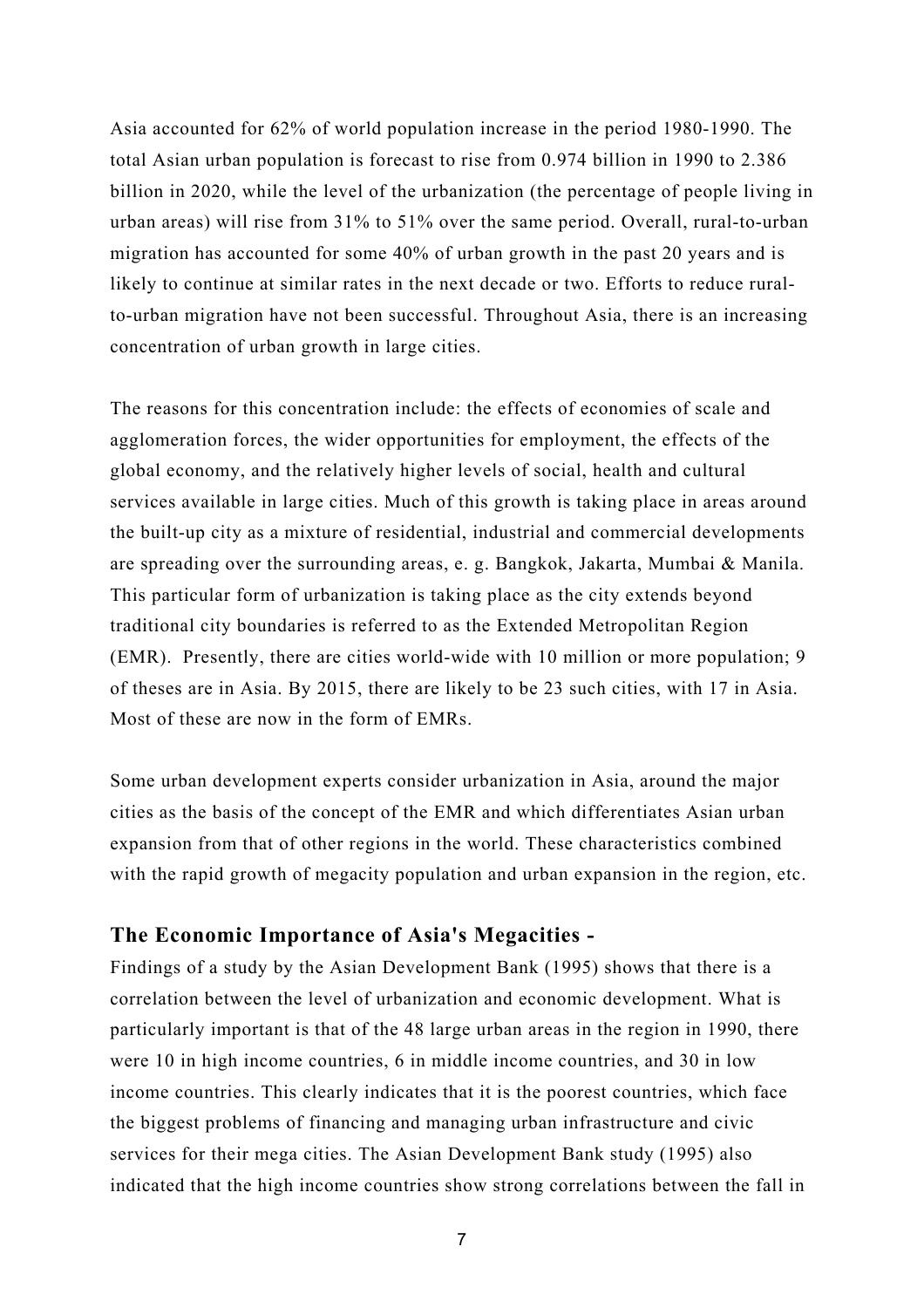Asia accounted for 62% of world population increase in the period 1980-1990. The total Asian urban population is forecast to rise from 0.974 billion in 1990 to 2.386 billion in 2020, while the level of the urbanization (the percentage of people living in urban areas) will rise from 31% to 51% over the same period. Overall, rural-to-urban migration has accounted for some 40% of urban growth in the past 20 years and is likely to continue at similar rates in the next decade or two. Efforts to reduce rural-to-urban migration have not been successful. Throughout Asia, there is an increasing concentration of urban growth in large cities.

The reasons for this concentration include: the effects of economies of scale and agglomeration forces, the wider opportunities for employment, the effects of the global economy, and the relatively higher levels of social, health and cultural services available in large cities. Much of this growth is taking place in areas around the built-up city as a mixture of residential, industrial and commercial developments are spreading over the surrounding areas, e. g. Bangkok, Jakarta, Mumbai & Manila. This particular form of urbanization is taking place as the city extends beyond traditional city boundaries is referred to as the Extended Metropolitan Region (EMR). Presently, there are cities world-wide with 10 million or more population; 9 of theses are in Asia. By 2015, there are likely to be 23 such cities, with 17 in Asia. Most of these are now in the form of EMRs.

Some urban development experts consider urbanization in Asia, around the major cities as the basis of the concept of the EMR and which differentiates Asian urban expansion from that of other regions in the world. These characteristics combined with the rapid growth of megacity population and urban expansion in the region, etc.

## The Economic Importance of Asia's Megacities -

Findings of a study by the Asian Development Bank (1995) shows that there is a correlation between the level of urbanization and economic development. What is particularly important is that of the 48 large urban areas in the region in 1990, there were 10 in high income countries, 6 in middle income countries, and 30 in low income countries. This clearly indicates that it is the poorest countries, which face the biggest problems of financing and managing urban infrastructure and civic services for their mega cities. The Asian Development Bank study (1995) also indicated that the high income countries show strong correlations between the fall in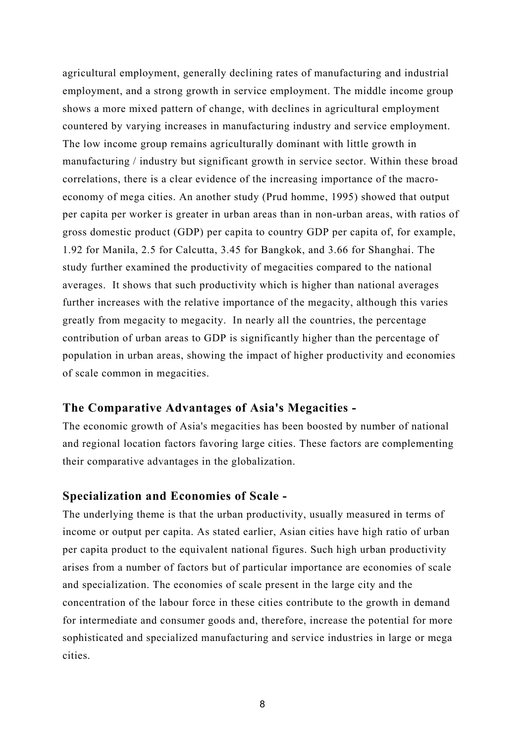agricultural employment, generally declining rates of manufacturing and industrial employment, and a strong growth in service employment. The middle income group shows a more mixed pattern of change, with declines in agricultural employment countered by varying increases in manufacturing industry and service employment. The low income group remains agriculturally dominant with little growth in manufacturing / industry but significant growth in service sector. Within these broad correlations, there is a clear evidence of the increasing importance of the macro-economy of mega cities. An another study (Prud homme, 1995) showed that output per capita per worker is greater in urban areas than in non-urban areas, with ratios of gross domestic product (GDP) per capita to country GDP per capita of, for example, 1.92 for Manila, 2.5 for Calcutta, 3.45 for Bangkok, and 3.66 for Shanghai. The study further examined the productivity of megacities compared to the national averages. It shows that such productivity which is higher than national averages further increases with the relative importance of the megacity, although this varies greatly from megacity to megacity. In nearly all the countries, the percentage contribution of urban areas to GDP is significantly higher than the percentage of population in urban areas, showing the impact of higher productivity and economies of scale common in megacities.

## The Comparative Advantages of Asia's Megacities -

The economic growth of Asia's megacities has been boosted by number of national and regional location factors favoring large cities. These factors are complementing their comparative advantages in the globalization.

## Specialization and Economies of Scale -

The underlying theme is that the urban productivity, usually measured in terms of income or output per capita. As stated earlier, Asian cities have high ratio of urban per capita product to the equivalent national figures. Such high urban productivity arises from a number of factors but of particular importance are economies of scale and specialization. The economies of scale present in the large city and the concentration of the labour force in these cities contribute to the growth in demand for intermediate and consumer goods and, therefore, increase the potential for more sophisticated and specialized manufacturing and service industries in large or mega cities.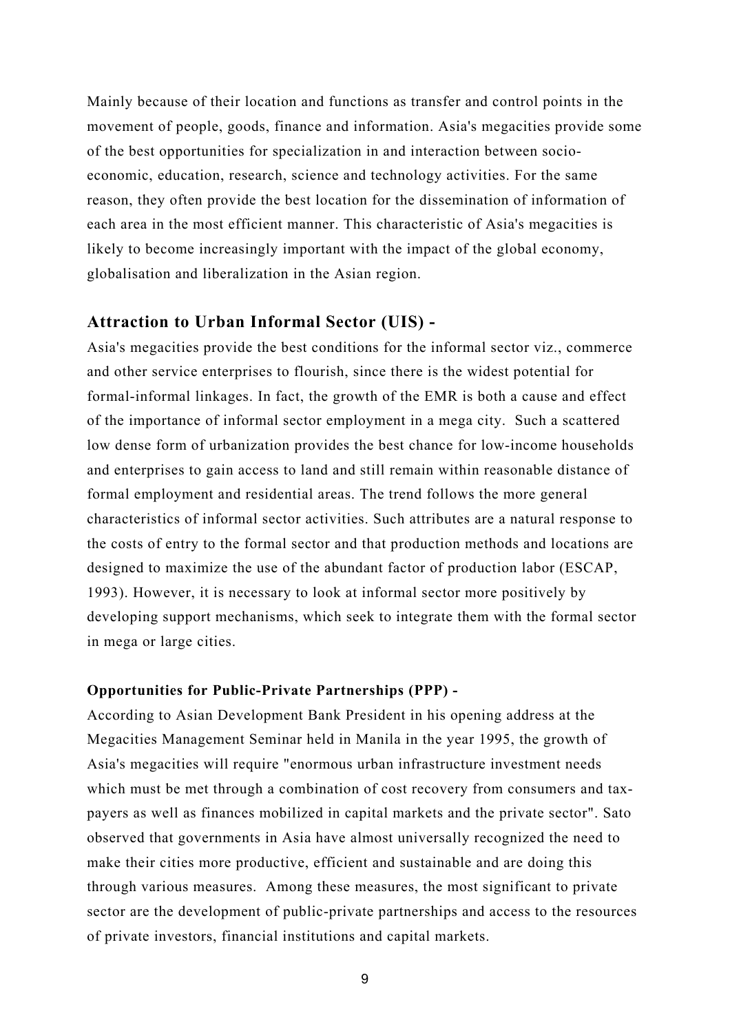Mainly because of their location and functions as transfer and control points in the movement of people, goods, finance and information. Asia's megacities provide some of the best opportunities for specialization in and interaction between socio-economic, education, research, science and technology activities. For the same reason, they often provide the best location for the dissemination of information of each area in the most efficient manner. This characteristic of Asia's megacities is likely to become increasingly important with the impact of the global economy, globalisation and liberalization in the Asian region.

## Attraction to Urban Informal Sector (UIS) -

Asia's megacities provide the best conditions for the informal sector viz., commerce and other service enterprises to flourish, since there is the widest potential for formal-informal linkages. In fact, the growth of the EMR is both a cause and effect of the importance of informal sector employment in a mega city. Such a scattered low dense form of urbanization provides the best chance for low-income households and enterprises to gain access to land and still remain within reasonable distance of formal employment and residential areas. The trend follows the more general characteristics of informal sector activities. Such attributes are a natural response to the costs of entry to the formal sector and that production methods and locations are designed to maximize the use of the abundant factor of production labor (ESCAP, 1993). However, it is necessary to look at informal sector more positively by developing support mechanisms, which seek to integrate them with the formal sector in mega or large cities.

### Opportunities for Public-Private Partnerships (PPP) -

According to Asian Development Bank President in his opening address at the Megacities Management Seminar held in Manila in the year 1995, the growth of Asia's megacities will require "enormous urban infrastructure investment needs which must be met through a combination of cost recovery from consumers and tax-payers as well as finances mobilized in capital markets and the private sector". Sato observed that governments in Asia have almost universally recognized the need to make their cities more productive, efficient and sustainable and are doing this through various measures. Among these measures, the most significant to private sector are the development of public-private partnerships and access to the resources of private investors, financial institutions and capital markets.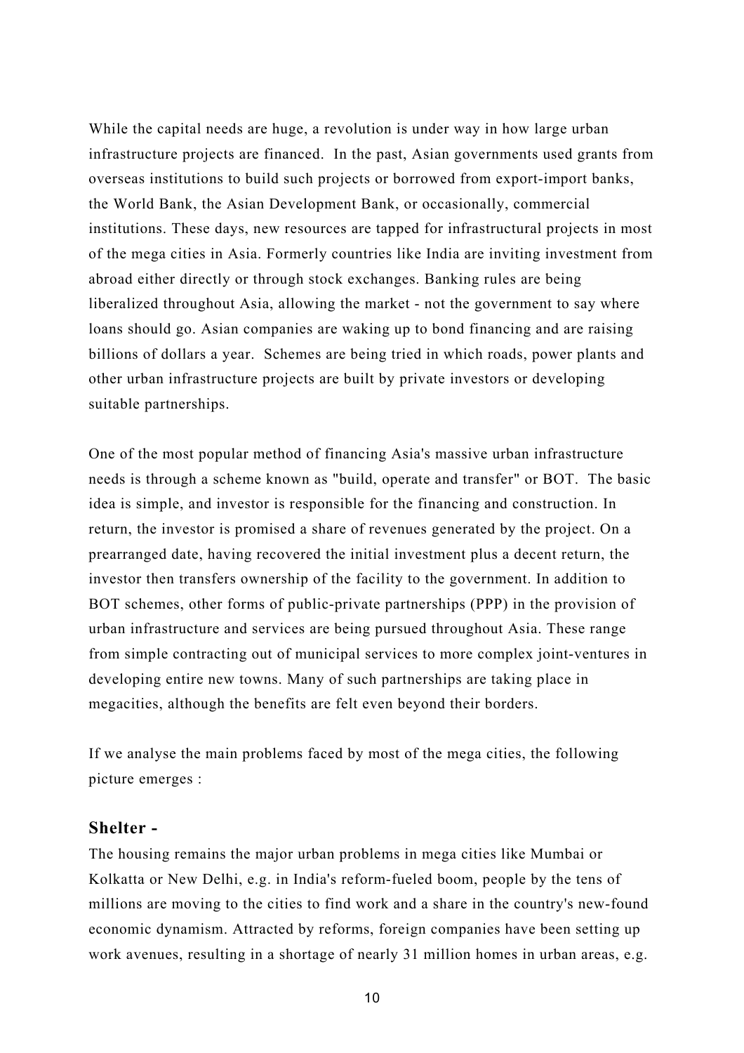While the capital needs are huge, a revolution is under way in how large urban infrastructure projects are financed. In the past, Asian governments used grants from overseas institutions to build such projects or borrowed from export-import banks, the World Bank, the Asian Development Bank, or occasionally, commercial institutions. These days, new resources are tapped for infrastructural projects in most of the mega cities in Asia. Formerly countries like India are inviting investment from abroad either directly or through stock exchanges. Banking rules are being liberalized throughout Asia, allowing the market - not the government to say where loans should go. Asian companies are waking up to bond financing and are raising billions of dollars a year. Schemes are being tried in which roads, power plants and other urban infrastructure projects are built by private investors or developing suitable partnerships.

One of the most popular method of financing Asia's massive urban infrastructure needs is through a scheme known as "build, operate and transfer" or BOT. The basic idea is simple, and investor is responsible for the financing and construction. In return, the investor is promised a share of revenues generated by the project. On a prearranged date, having recovered the initial investment plus a decent return, the investor then transfers ownership of the facility to the government. In addition to BOT schemes, other forms of public-private partnerships (PPP) in the provision of urban infrastructure and services are being pursued throughout Asia. These range from simple contracting out of municipal services to more complex joint-ventures in developing entire new towns. Many of such partnerships are taking place in megacities, although the benefits are felt even beyond their borders.

If we analyse the main problems faced by most of the mega cities, the following picture emerges :

### Shelter -

The housing remains the major urban problems in mega cities like Mumbai or Kolkatta or New Delhi, e.g. in India's reform-fueled boom, people by the tens of millions are moving to the cities to find work and a share in the country's new-found economic dynamism. Attracted by reforms, foreign companies have been setting up work avenues, resulting in a shortage of nearly 31 million homes in urban areas, e.g.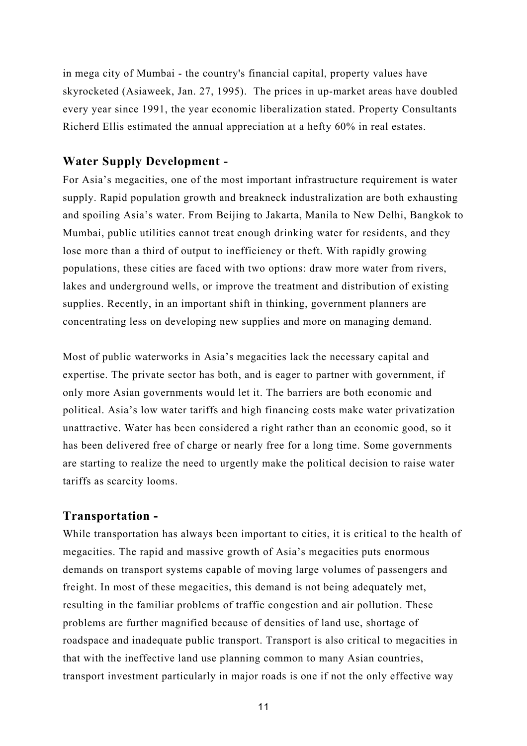in mega city of Mumbai - the country's financial capital, property values have skyrocketed (Asiaweek, Jan. 27, 1995). The prices in up-market areas have doubled every year since 1991, the year economic liberalization stated. Property Consultants Richerd Ellis estimated the annual appreciation at a hefty 60% in real estates.

### Water Supply Development -

For Asia's megacities, one of the most important infrastructure requirement is water supply. Rapid population growth and breakneck industralization are both exhausting and spoiling Asia's water. From Beijing to Jakarta, Manila to New Delhi, Bangkok to Mumbai, public utilities cannot treat enough drinking water for residents, and they lose more than a third of output to inefficiency or theft. With rapidly growing populations, these cities are faced with two options: draw more water from rivers, lakes and underground wells, or improve the treatment and distribution of existing supplies. Recently, in an important shift in thinking, government planners are concentrating less on developing new supplies and more on managing demand.

Most of public waterworks in Asia's megacities lack the necessary capital and expertise. The private sector has both, and is eager to partner with government, if only more Asian governments would let it. The barriers are both economic and political. Asia's low water tariffs and high financing costs make water privatization unattractive. Water has been considered a right rather than an economic good, so it has been delivered free of charge or nearly free for a long time. Some governments are starting to realize the need to urgently make the political decision to raise water tariffs as scarcity looms.

### Transportation -

While transportation has always been important to cities, it is critical to the health of megacities. The rapid and massive growth of Asia's megacities puts enormous demands on transport systems capable of moving large volumes of passengers and freight. In most of these megacities, this demand is not being adequately met, resulting in the familiar problems of traffic congestion and air pollution. These problems are further magnified because of densities of land use, shortage of roadspace and inadequate public transport. Transport is also critical to megacities in that with the ineffective land use planning common to many Asian countries, transport investment particularly in major roads is one if not the only effective way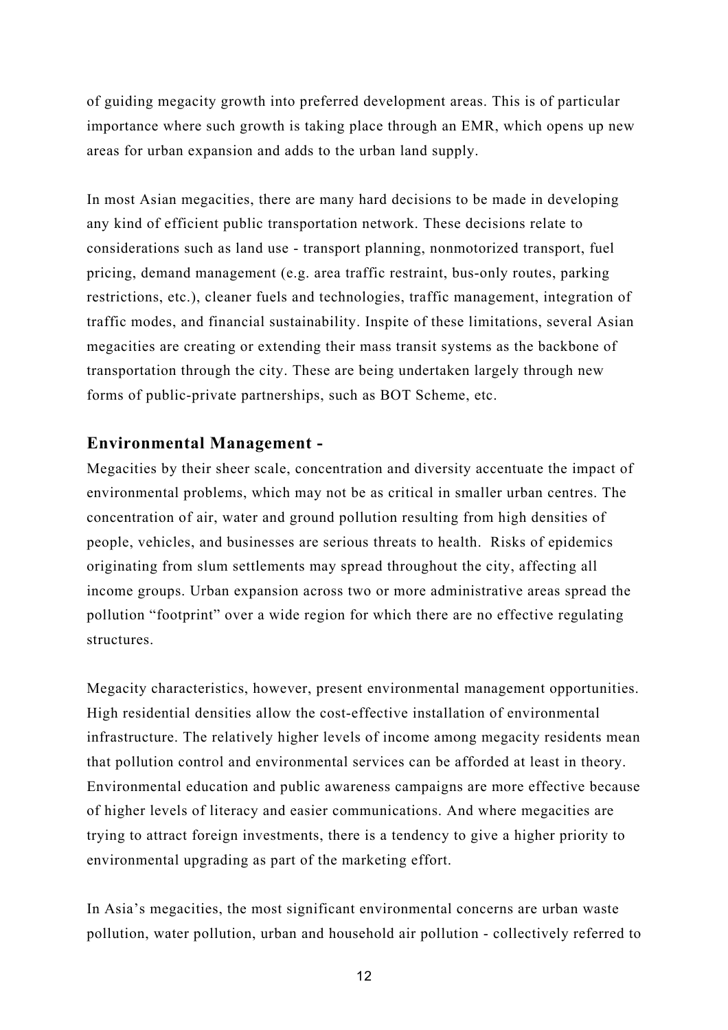of guiding megacity growth into preferred development areas. This is of particular importance where such growth is taking place through an EMR, which opens up new areas for urban expansion and adds to the urban land supply.

In most Asian megacities, there are many hard decisions to be made in developing any kind of efficient public transportation network. These decisions relate to considerations such as land use - transport planning, nonmotorized transport, fuel pricing, demand management (e.g. area traffic restraint, bus-only routes, parking restrictions, etc.), cleaner fuels and technologies, traffic management, integration of traffic modes, and financial sustainability. Inspite of these limitations, several Asian megacities are creating or extending their mass transit systems as the backbone of transportation through the city. These are being undertaken largely through new forms of public-private partnerships, such as BOT Scheme, etc.

## Environmental Management -

Megacities by their sheer scale, concentration and diversity accentuate the impact of environmental problems, which may not be as critical in smaller urban centres. The concentration of air, water and ground pollution resulting from high densities of people, vehicles, and businesses are serious threats to health. Risks of epidemics originating from slum settlements may spread throughout the city, affecting all income groups. Urban expansion across two or more administrative areas spread the pollution "footprint" over a wide region for which there are no effective regulating structures.

Megacity characteristics, however, present environmental management opportunities. High residential densities allow the cost-effective installation of environmental infrastructure. The relatively higher levels of income among megacity residents mean that pollution control and environmental services can be afforded at least in theory. Environmental education and public awareness campaigns are more effective because of higher levels of literacy and easier communications. And where megacities are trying to attract foreign investments, there is a tendency to give a higher priority to environmental upgrading as part of the marketing effort.

In Asia's megacities, the most significant environmental concerns are urban waste pollution, water pollution, urban and household air pollution - collectively referred to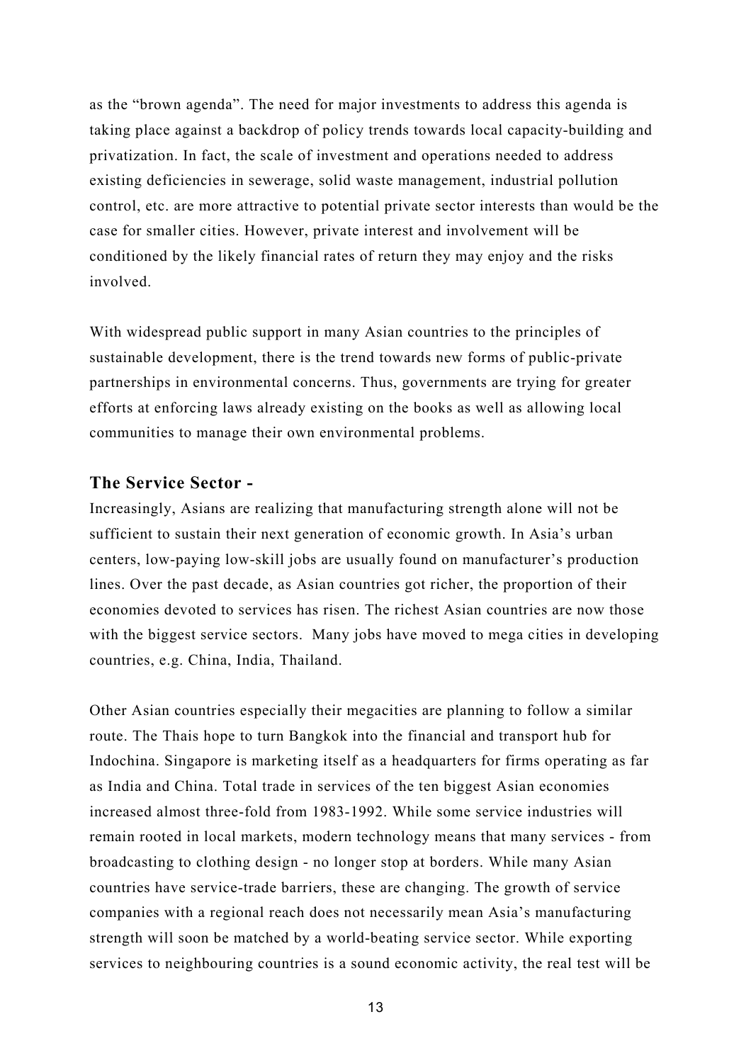as the "brown agenda". The need for major investments to address this agenda is taking place against a backdrop of policy trends towards local capacity-building and privatization. In fact, the scale of investment and operations needed to address existing deficiencies in sewerage, solid waste management, industrial pollution control, etc. are more attractive to potential private sector interests than would be the case for smaller cities. However, private interest and involvement will be conditioned by the likely financial rates of return they may enjoy and the risks involved.

With widespread public support in many Asian countries to the principles of sustainable development, there is the trend towards new forms of public-private partnerships in environmental concerns. Thus, governments are trying for greater efforts at enforcing laws already existing on the books as well as allowing local communities to manage their own environmental problems.

### The Service Sector -

Increasingly, Asians are realizing that manufacturing strength alone will not be sufficient to sustain their next generation of economic growth. In Asia's urban centers, low-paying low-skill jobs are usually found on manufacturer's production lines. Over the past decade, as Asian countries got richer, the proportion of their economies devoted to services has risen. The richest Asian countries are now those with the biggest service sectors. Many jobs have moved to mega cities in developing countries, e.g. China, India, Thailand.

Other Asian countries especially their megacities are planning to follow a similar route. The Thais hope to turn Bangkok into the financial and transport hub for Indochina. Singapore is marketing itself as a headquarters for firms operating as far as India and China. Total trade in services of the ten biggest Asian economies increased almost three-fold from 1983-1992. While some service industries will remain rooted in local markets, modern technology means that many services - from broadcasting to clothing design - no longer stop at borders. While many Asian countries have service-trade barriers, these are changing. The growth of service companies with a regional reach does not necessarily mean Asia's manufacturing strength will soon be matched by a world-beating service sector. While exporting services to neighbouring countries is a sound economic activity, the real test will be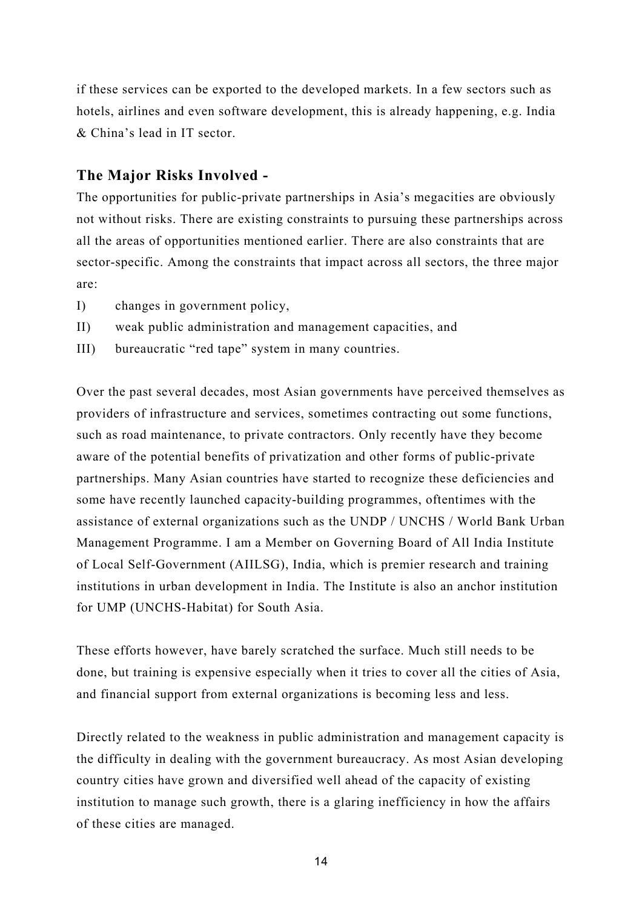if these services can be exported to the developed markets. In a few sectors such as hotels, airlines and even software development, this is already happening, e.g. India & China's lead in IT sector.

## The Major Risks Involved -

The opportunities for public-private partnerships in Asia's megacities are obviously not without risks. There are existing constraints to pursuing these partnerships across all the areas of opportunities mentioned earlier. There are also constraints that are sector-specific. Among the constraints that impact across all sectors, the three major are:

I) changes in government policy,

II) weak public administration and management capacities, and

III) bureaucratic "red tape" system in many countries.

Over the past several decades, most Asian governments have perceived themselves as providers of infrastructure and services, sometimes contracting out some functions, such as road maintenance, to private contractors. Only recently have they become aware of the potential benefits of privatization and other forms of public-private partnerships. Many Asian countries have started to recognize these deficiencies and some have recently launched capacity-building programmes, oftentimes with the assistance of external organizations such as the UNDP / UNCHS / World Bank Urban Management Programme. I am a Member on Governing Board of All India Institute of Local Self-Government (AIILSG), India, which is premier research and training institutions in urban development in India. The Institute is also an anchor institution for UMP (UNCHS-Habitat) for South Asia.

These efforts however, have barely scratched the surface. Much still needs to be done, but training is expensive especially when it tries to cover all the cities of Asia, and financial support from external organizations is becoming less and less.

Directly related to the weakness in public administration and management capacity is the difficulty in dealing with the government bureaucracy. As most Asian developing country cities have grown and diversified well ahead of the capacity of existing institution to manage such growth, there is a glaring inefficiency in how the affairs of these cities are managed.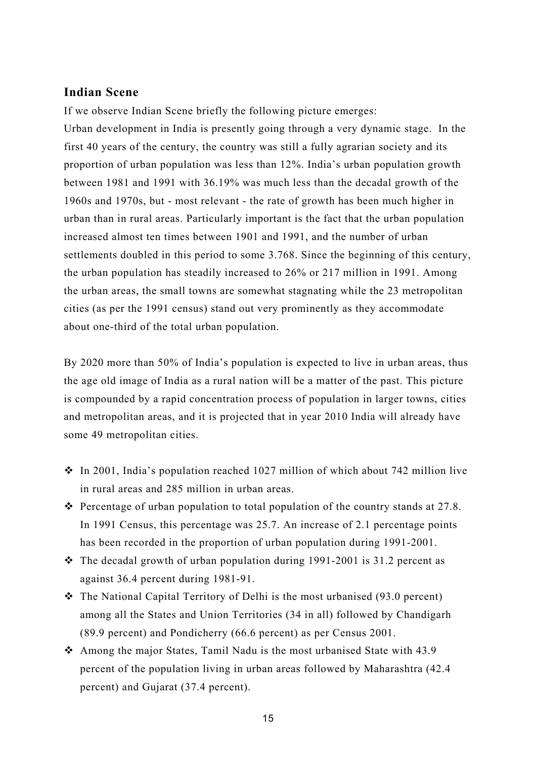## Indian Scene

If we observe Indian Scene briefly the following picture emerges:
Urban development in India is presently going through a very dynamic stage. In the first 40 years of the century, the country was still a fully agrarian society and its proportion of urban population was less than 12%. India's urban population growth between 1981 and 1991 with 36.19% was much less than the decadal growth of the 1960s and 1970s, but - most relevant - the rate of growth has been much higher in urban than in rural areas. Particularly important is the fact that the urban population increased almost ten times between 1901 and 1991, and the number of urban settlements doubled in this period to some 3.768. Since the beginning of this century, the urban population has steadily increased to 26% or 217 million in 1991. Among the urban areas, the small towns are somewhat stagnating while the 23 metropolitan cities (as per the 1991 census) stand out very prominently as they accommodate about one-third of the total urban population.

By 2020 more than 50% of India's population is expected to live in urban areas, thus the age old image of India as a rural nation will be a matter of the past. This picture is compounded by a rapid concentration process of population in larger towns, cities and metropolitan areas, and it is projected that in year 2010 India will already have some 49 metropolitan cities.

- In 2001, India's population reached 1027 million of which about 742 million live in rural areas and 285 million in urban areas.
- Percentage of urban population to total population of the country stands at 27.8. In 1991 Census, this percentage was 25.7. An increase of 2.1 percentage points has been recorded in the proportion of urban population during 1991-2001.
- The decadal growth of urban population during 1991-2001 is 31.2 percent as against 36.4 percent during 1981-91.
- The National Capital Territory of Delhi is the most urbanised (93.0 percent) among all the States and Union Territories (34 in all) followed by Chandigarh (89.9 percent) and Pondicherry (66.6 percent) as per Census 2001.
- Among the major States, Tamil Nadu is the most urbanised State with 43.9 percent of the population living in urban areas followed by Maharashtra (42.4 percent) and Gujarat (37.4 percent).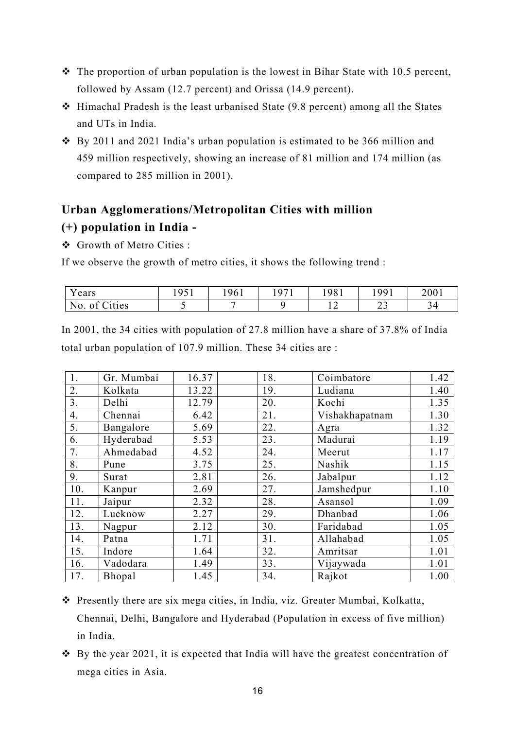- ❖ The proportion of urban population is the lowest in Bihar State with 10.5 percent, followed by Assam (12.7 percent) and Orissa (14.9 percent).
- ❖ Himachal Pradesh is the least urbanised State (9.8 percent) among all the States and UTs in India.
- ❖ By 2011 and 2021 India's urban population is estimated to be 366 million and 459 million respectively, showing an increase of 81 million and 174 million (as compared to 285 million in 2001).

## Urban Agglomerations/Metropolitan Cities with million (+) population in India -

- ❖ Growth of Metro Cities :

If we observe the growth of metro cities, it shows the following trend :

| Years | 1951 | 1961 | 1971 | 1981 | 1991 | 2001 |
|---|---|---|---|---|---|---|
| No. of Cities | 5 | 7 | 9 | 12 | 23 | 34 |

In 2001, the 34 cities with population of 27.8 million have a share of 37.8% of India total urban population of 107.9 million. These 34 cities are :

| | | | | | | |
|---|---|---|---|---|---|---|
| 1. | Gr. Mumbai | 16.37 | | 18. | Coimbatore | 1.42 |
| 2. | Kolkata | 13.22 | | 19. | Ludiana | 1.40 |
| 3. | Delhi | 12.79 | | 20. | Kochi | 1.35 |
| 4. | Chennai | 6.42 | | 21. | Vishakhapatnam | 1.30 |
| 5. | Bangalore | 5.69 | | 22. | Agra | 1.32 |
| 6. | Hyderabad | 5.53 | | 23. | Madurai | 1.19 |
| 7. | Ahmedabad | 4.52 | | 24. | Meerut | 1.17 |
| 8. | Pune | 3.75 | | 25. | Nashik | 1.15 |
| 9. | Surat | 2.81 | | 26. | Jabalpur | 1.12 |
| 10. | Kanpur | 2.69 | | 27. | Jamshedpur | 1.10 |
| 11. | Jaipur | 2.32 | | 28. | Asansol | 1.09 |
| 12. | Lucknow | 2.27 | | 29. | Dhanbad | 1.06 |
| 13. | Nagpur | 2.12 | | 30. | Faridabad | 1.05 |
| 14. | Patna | 1.71 | | 31. | Allahabad | 1.05 |
| 15. | Indore | 1.64 | | 32. | Amritsar | 1.01 |
| 16. | Vadodara | 1.49 | | 33. | Vijaywada | 1.01 |
| 17. | Bhopal | 1.45 | | 34. | Rajkot | 1.00 |

- ❖ Presently there are six mega cities, in India, viz. Greater Mumbai, Kolkatta, Chennai, Delhi, Bangalore and Hyderabad (Population in excess of five million) in India.
- ❖ By the year 2021, it is expected that India will have the greatest concentration of mega cities in Asia.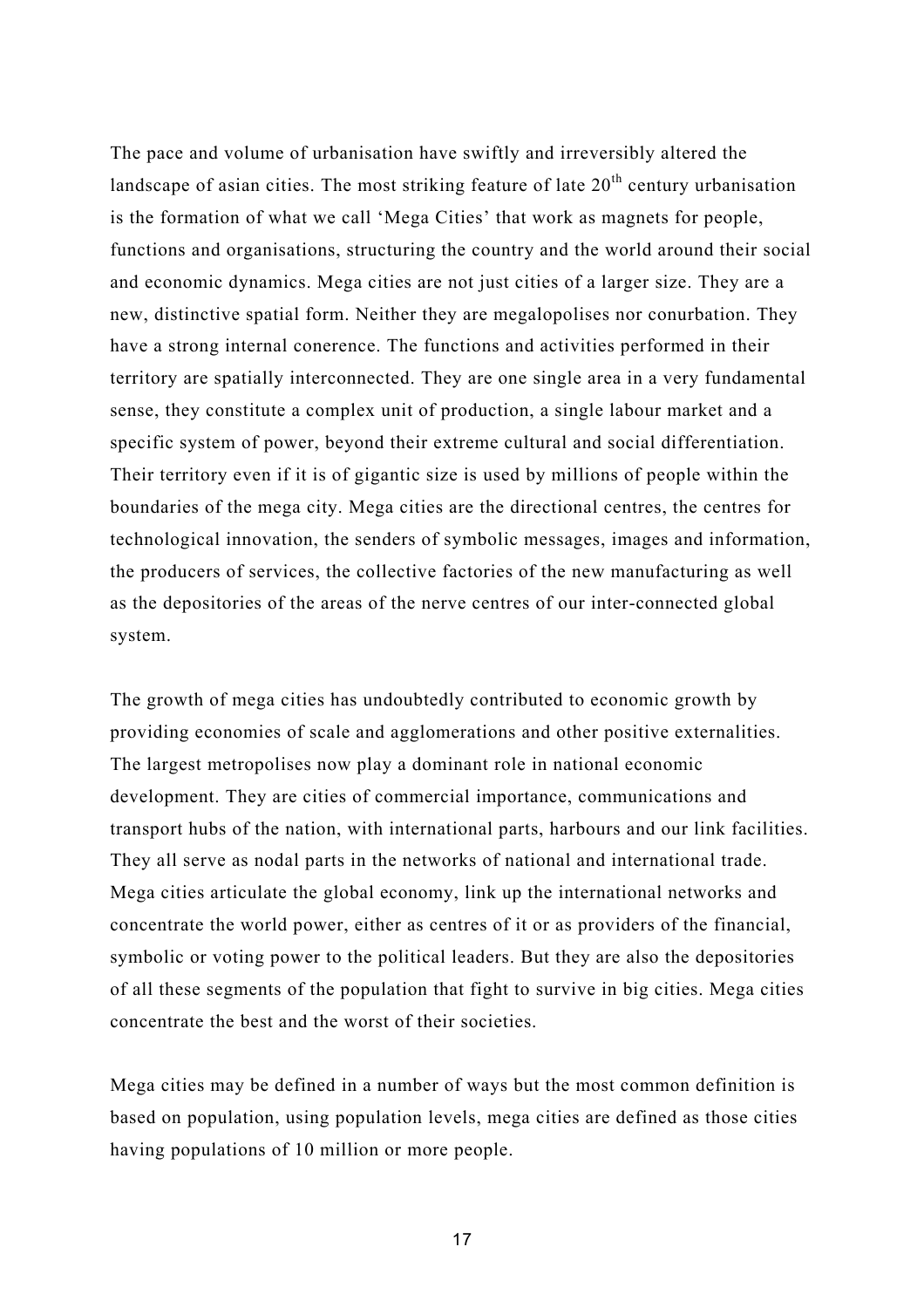The pace and volume of urbanisation have swiftly and irreversibly altered the landscape of asian cities. The most striking feature of late 20th century urbanisation is the formation of what we call 'Mega Cities' that work as magnets for people, functions and organisations, structuring the country and the world around their social and economic dynamics. Mega cities are not just cities of a larger size. They are a new, distinctive spatial form. Neither they are megalopolises nor conurbation. They have a strong internal conerence. The functions and activities performed in their territory are spatially interconnected. They are one single area in a very fundamental sense, they constitute a complex unit of production, a single labour market and a specific system of power, beyond their extreme cultural and social differentiation. Their territory even if it is of gigantic size is used by millions of people within the boundaries of the mega city. Mega cities are the directional centres, the centres for technological innovation, the senders of symbolic messages, images and information, the producers of services, the collective factories of the new manufacturing as well as the depositories of the areas of the nerve centres of our inter-connected global system.

The growth of mega cities has undoubtedly contributed to economic growth by providing economies of scale and agglomerations and other positive externalities. The largest metropolises now play a dominant role in national economic development. They are cities of commercial importance, communications and transport hubs of the nation, with international parts, harbours and our link facilities. They all serve as nodal parts in the networks of national and international trade. Mega cities articulate the global economy, link up the international networks and concentrate the world power, either as centres of it or as providers of the financial, symbolic or voting power to the political leaders. But they are also the depositories of all these segments of the population that fight to survive in big cities. Mega cities concentrate the best and the worst of their societies.

Mega cities may be defined in a number of ways but the most common definition is based on population, using population levels, mega cities are defined as those cities having populations of 10 million or more people.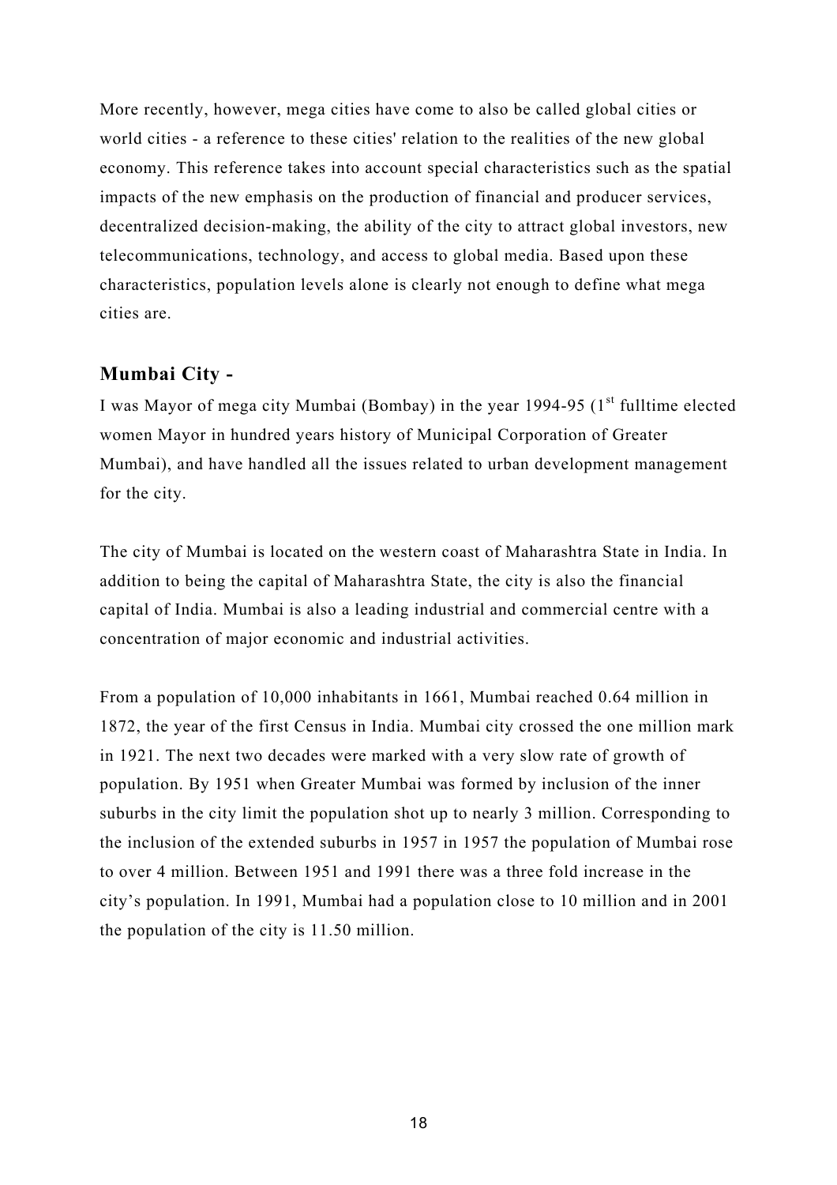More recently, however, mega cities have come to also be called global cities or world cities - a reference to these cities' relation to the realities of the new global economy. This reference takes into account special characteristics such as the spatial impacts of the new emphasis on the production of financial and producer services, decentralized decision-making, the ability of the city to attract global investors, new telecommunications, technology, and access to global media. Based upon these characteristics, population levels alone is clearly not enough to define what mega cities are.

## Mumbai City -

I was Mayor of mega city Mumbai (Bombay) in the year 1994-95 (1st fulltime elected women Mayor in hundred years history of Municipal Corporation of Greater Mumbai), and have handled all the issues related to urban development management for the city.

The city of Mumbai is located on the western coast of Maharashtra State in India. In addition to being the capital of Maharashtra State, the city is also the financial capital of India. Mumbai is also a leading industrial and commercial centre with a concentration of major economic and industrial activities.

From a population of 10,000 inhabitants in 1661, Mumbai reached 0.64 million in 1872, the year of the first Census in India. Mumbai city crossed the one million mark in 1921. The next two decades were marked with a very slow rate of growth of population. By 1951 when Greater Mumbai was formed by inclusion of the inner suburbs in the city limit the population shot up to nearly 3 million. Corresponding to the inclusion of the extended suburbs in 1957 in 1957 the population of Mumbai rose to over 4 million. Between 1951 and 1991 there was a three fold increase in the city's population. In 1991, Mumbai had a population close to 10 million and in 2001 the population of the city is 11.50 million.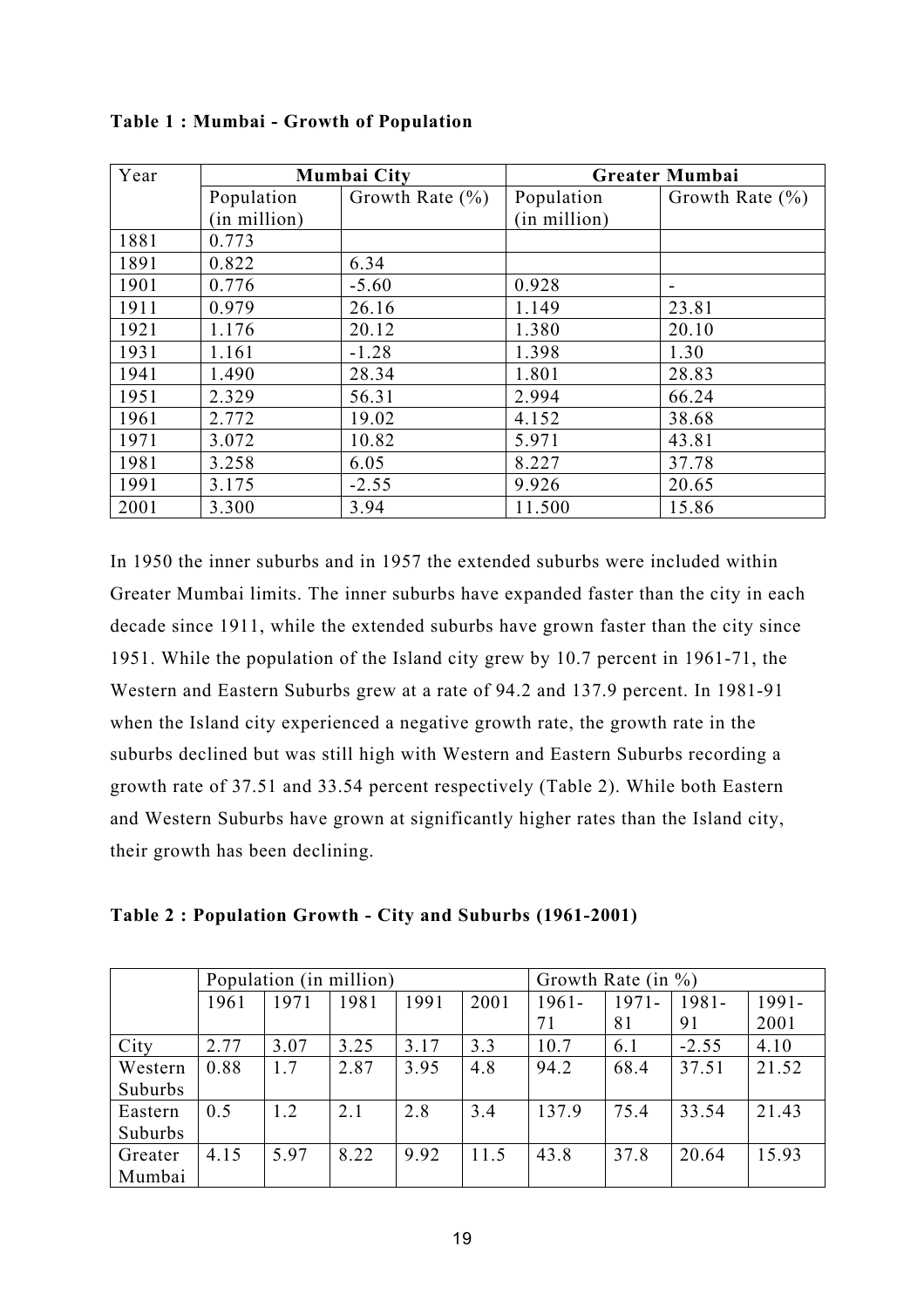**Table 1 : Mumbai - Growth of Population**

| Year | Mumbai City | | Greater Mumbai | |
|---|---|---|---|---|
| | Population (in million) | Growth Rate (%) | Population (in million) | Growth Rate (%) |
| 1881 | 0.773 | | | |
| 1891 | 0.822 | 6.34 | | |
| 1901 | 0.776 | -5.60 | 0.928 | - |
| 1911 | 0.979 | 26.16 | 1.149 | 23.81 |
| 1921 | 1.176 | 20.12 | 1.380 | 20.10 |
| 1931 | 1.161 | -1.28 | 1.398 | 1.30 |
| 1941 | 1.490 | 28.34 | 1.801 | 28.83 |
| 1951 | 2.329 | 56.31 | 2.994 | 66.24 |
| 1961 | 2.772 | 19.02 | 4.152 | 38.68 |
| 1971 | 3.072 | 10.82 | 5.971 | 43.81 |
| 1981 | 3.258 | 6.05 | 8.227 | 37.78 |
| 1991 | 3.175 | -2.55 | 9.926 | 20.65 |
| 2001 | 3.300 | 3.94 | 11.500 | 15.86 |

In 1950 the inner suburbs and in 1957 the extended suburbs were included within Greater Mumbai limits. The inner suburbs have expanded faster than the city in each decade since 1911, while the extended suburbs have grown faster than the city since 1951. While the population of the Island city grew by 10.7 percent in 1961-71, the Western and Eastern Suburbs grew at a rate of 94.2 and 137.9 percent. In 1981-91 when the Island city experienced a negative growth rate, the growth rate in the suburbs declined but was still high with Western and Eastern Suburbs recording a growth rate of 37.51 and 33.54 percent respectively (Table 2). While both Eastern and Western Suburbs have grown at significantly higher rates than the Island city, their growth has been declining.

**Table 2 : Population Growth - City and Suburbs (1961-2001)**

| | Population (in million) | | | | | Growth Rate (in %) | | | |
|---|---|---|---|---|---|---|---|---|---|
| | 1961 | 1971 | 1981 | 1991 | 2001 | 1961-71 | 1971-81 | 1981-91 | 1991-2001 |
| City | 2.77 | 3.07 | 3.25 | 3.17 | 3.3 | 10.7 | 6.1 | -2.55 | 4.10 |
| Western Suburbs | 0.88 | 1.7 | 2.87 | 3.95 | 4.8 | 94.2 | 68.4 | 37.51 | 21.52 |
| Eastern Suburbs | 0.5 | 1.2 | 2.1 | 2.8 | 3.4 | 137.9 | 75.4 | 33.54 | 21.43 |
| Greater Mumbai | 4.15 | 5.97 | 8.22 | 9.92 | 11.5 | 43.8 | 37.8 | 20.64 | 15.93 |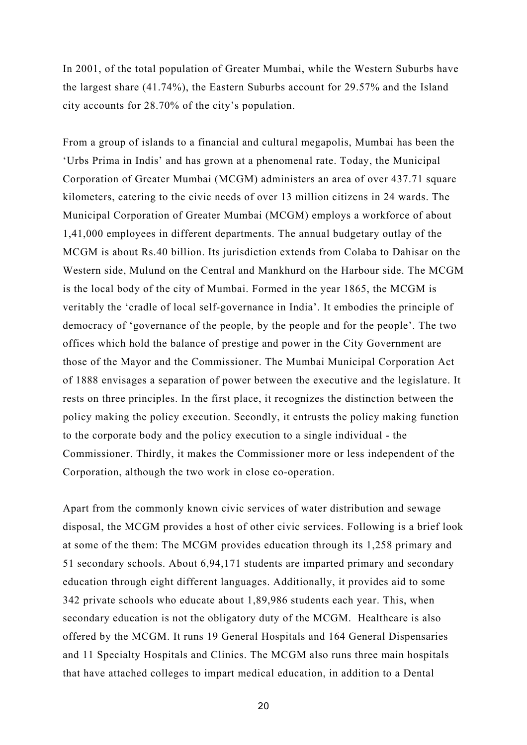In 2001, of the total population of Greater Mumbai, while the Western Suburbs have the largest share (41.74%), the Eastern Suburbs account for 29.57% and the Island city accounts for 28.70% of the city's population.

From a group of islands to a financial and cultural megapolis, Mumbai has been the 'Urbs Prima in Indis' and has grown at a phenomenal rate. Today, the Municipal Corporation of Greater Mumbai (MCGM) administers an area of over 437.71 square kilometers, catering to the civic needs of over 13 million citizens in 24 wards. The Municipal Corporation of Greater Mumbai (MCGM) employs a workforce of about 1,41,000 employees in different departments. The annual budgetary outlay of the MCGM is about Rs.40 billion. Its jurisdiction extends from Colaba to Dahisar on the Western side, Mulund on the Central and Mankhurd on the Harbour side. The MCGM is the local body of the city of Mumbai. Formed in the year 1865, the MCGM is veritably the 'cradle of local self-governance in India'. It embodies the principle of democracy of 'governance of the people, by the people and for the people'. The two offices which hold the balance of prestige and power in the City Government are those of the Mayor and the Commissioner. The Mumbai Municipal Corporation Act of 1888 envisages a separation of power between the executive and the legislature. It rests on three principles. In the first place, it recognizes the distinction between the policy making the policy execution. Secondly, it entrusts the policy making function to the corporate body and the policy execution to a single individual - the Commissioner. Thirdly, it makes the Commissioner more or less independent of the Corporation, although the two work in close co-operation.

Apart from the commonly known civic services of water distribution and sewage disposal, the MCGM provides a host of other civic services. Following is a brief look at some of the them: The MCGM provides education through its 1,258 primary and 51 secondary schools. About 6,94,171 students are imparted primary and secondary education through eight different languages. Additionally, it provides aid to some 342 private schools who educate about 1,89,986 students each year. This, when secondary education is not the obligatory duty of the MCGM. Healthcare is also offered by the MCGM. It runs 19 General Hospitals and 164 General Dispensaries and 11 Specialty Hospitals and Clinics. The MCGM also runs three main hospitals that have attached colleges to impart medical education, in addition to a Dental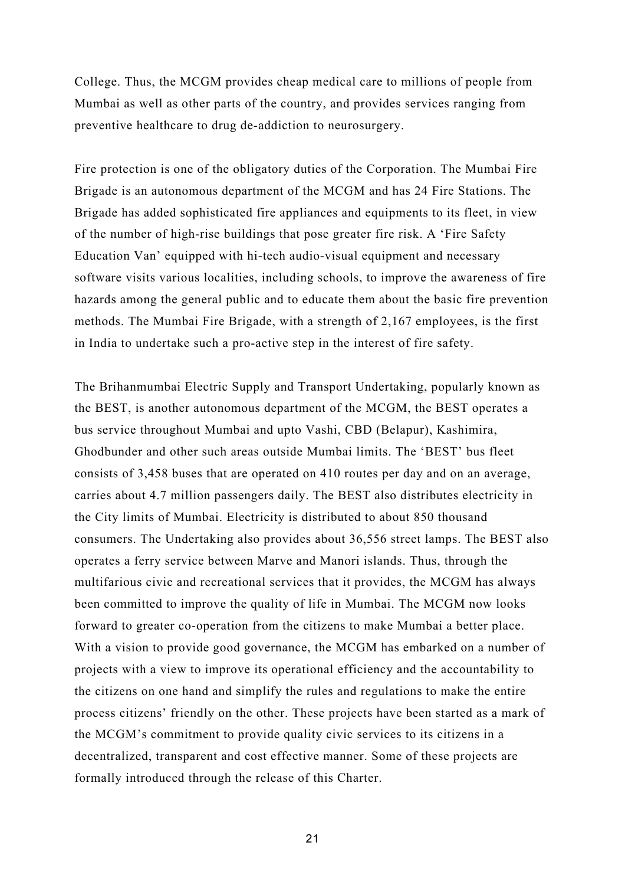College. Thus, the MCGM provides cheap medical care to millions of people from Mumbai as well as other parts of the country, and provides services ranging from preventive healthcare to drug de-addiction to neurosurgery.

Fire protection is one of the obligatory duties of the Corporation. The Mumbai Fire Brigade is an autonomous department of the MCGM and has 24 Fire Stations. The Brigade has added sophisticated fire appliances and equipments to its fleet, in view of the number of high-rise buildings that pose greater fire risk. A 'Fire Safety Education Van' equipped with hi-tech audio-visual equipment and necessary software visits various localities, including schools, to improve the awareness of fire hazards among the general public and to educate them about the basic fire prevention methods. The Mumbai Fire Brigade, with a strength of 2,167 employees, is the first in India to undertake such a pro-active step in the interest of fire safety.

The Brihanmumbai Electric Supply and Transport Undertaking, popularly known as the BEST, is another autonomous department of the MCGM, the BEST operates a bus service throughout Mumbai and upto Vashi, CBD (Belapur), Kashimira, Ghodbunder and other such areas outside Mumbai limits. The 'BEST' bus fleet consists of 3,458 buses that are operated on 410 routes per day and on an average, carries about 4.7 million passengers daily. The BEST also distributes electricity in the City limits of Mumbai. Electricity is distributed to about 850 thousand consumers. The Undertaking also provides about 36,556 street lamps. The BEST also operates a ferry service between Marve and Manori islands. Thus, through the multifarious civic and recreational services that it provides, the MCGM has always been committed to improve the quality of life in Mumbai. The MCGM now looks forward to greater co-operation from the citizens to make Mumbai a better place. With a vision to provide good governance, the MCGM has embarked on a number of projects with a view to improve its operational efficiency and the accountability to the citizens on one hand and simplify the rules and regulations to make the entire process citizens' friendly on the other. These projects have been started as a mark of the MCGM's commitment to provide quality civic services to its citizens in a decentralized, transparent and cost effective manner. Some of these projects are formally introduced through the release of this Charter.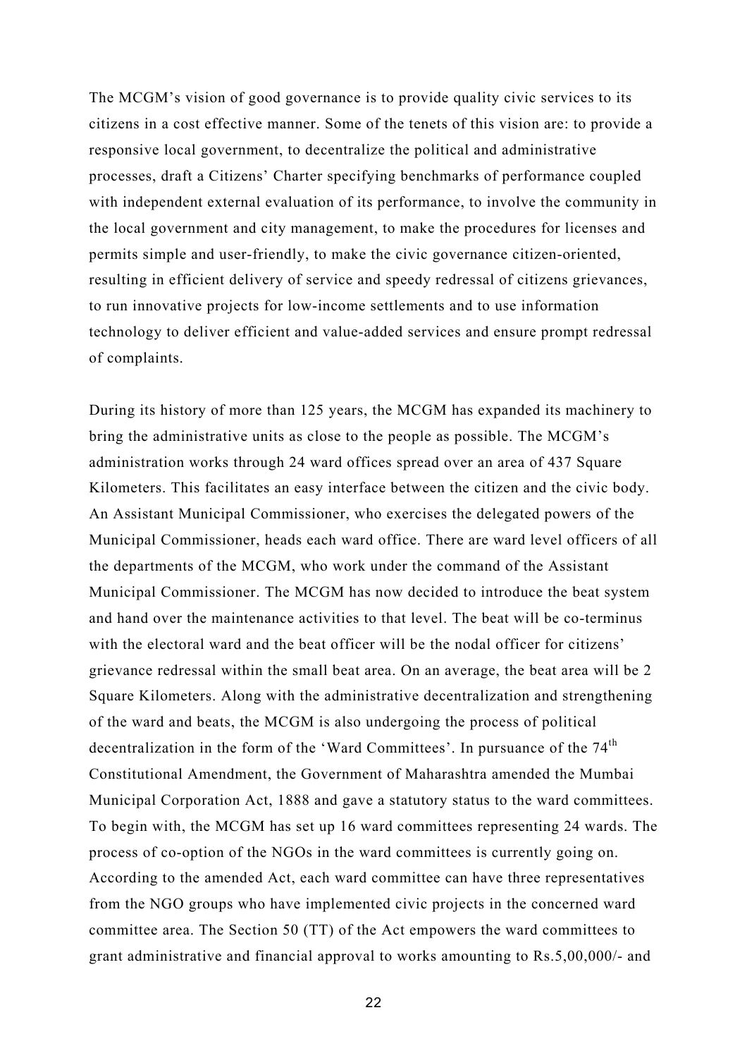The MCGM's vision of good governance is to provide quality civic services to its citizens in a cost effective manner. Some of the tenets of this vision are: to provide a responsive local government, to decentralize the political and administrative processes, draft a Citizens' Charter specifying benchmarks of performance coupled with independent external evaluation of its performance, to involve the community in the local government and city management, to make the procedures for licenses and permits simple and user-friendly, to make the civic governance citizen-oriented, resulting in efficient delivery of service and speedy redressal of citizens grievances, to run innovative projects for low-income settlements and to use information technology to deliver efficient and value-added services and ensure prompt redressal of complaints.

During its history of more than 125 years, the MCGM has expanded its machinery to bring the administrative units as close to the people as possible. The MCGM's administration works through 24 ward offices spread over an area of 437 Square Kilometers. This facilitates an easy interface between the citizen and the civic body. An Assistant Municipal Commissioner, who exercises the delegated powers of the Municipal Commissioner, heads each ward office. There are ward level officers of all the departments of the MCGM, who work under the command of the Assistant Municipal Commissioner. The MCGM has now decided to introduce the beat system and hand over the maintenance activities to that level. The beat will be co-terminus with the electoral ward and the beat officer will be the nodal officer for citizens' grievance redressal within the small beat area. On an average, the beat area will be 2 Square Kilometers. Along with the administrative decentralization and strengthening of the ward and beats, the MCGM is also undergoing the process of political decentralization in the form of the 'Ward Committees'. In pursuance of the 74th Constitutional Amendment, the Government of Maharashtra amended the Mumbai Municipal Corporation Act, 1888 and gave a statutory status to the ward committees. To begin with, the MCGM has set up 16 ward committees representing 24 wards. The process of co-option of the NGOs in the ward committees is currently going on. According to the amended Act, each ward committee can have three representatives from the NGO groups who have implemented civic projects in the concerned ward committee area. The Section 50 (TT) of the Act empowers the ward committees to grant administrative and financial approval to works amounting to Rs.5,00,000/- and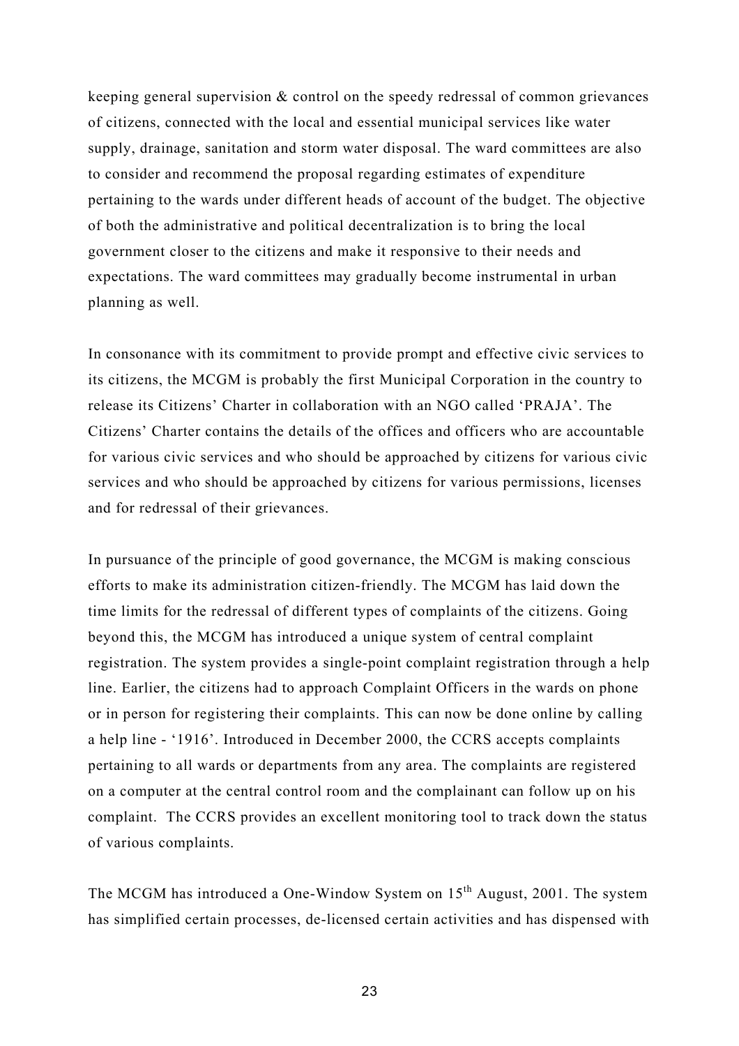keeping general supervision & control on the speedy redressal of common grievances of citizens, connected with the local and essential municipal services like water supply, drainage, sanitation and storm water disposal. The ward committees are also to consider and recommend the proposal regarding estimates of expenditure pertaining to the wards under different heads of account of the budget. The objective of both the administrative and political decentralization is to bring the local government closer to the citizens and make it responsive to their needs and expectations. The ward committees may gradually become instrumental in urban planning as well.

In consonance with its commitment to provide prompt and effective civic services to its citizens, the MCGM is probably the first Municipal Corporation in the country to release its Citizens' Charter in collaboration with an NGO called 'PRAJA'. The Citizens' Charter contains the details of the offices and officers who are accountable for various civic services and who should be approached by citizens for various civic services and who should be approached by citizens for various permissions, licenses and for redressal of their grievances.

In pursuance of the principle of good governance, the MCGM is making conscious efforts to make its administration citizen-friendly. The MCGM has laid down the time limits for the redressal of different types of complaints of the citizens. Going beyond this, the MCGM has introduced a unique system of central complaint registration. The system provides a single-point complaint registration through a help line. Earlier, the citizens had to approach Complaint Officers in the wards on phone or in person for registering their complaints. This can now be done online by calling a help line - '1916'. Introduced in December 2000, the CCRS accepts complaints pertaining to all wards or departments from any area. The complaints are registered on a computer at the central control room and the complainant can follow up on his complaint. The CCRS provides an excellent monitoring tool to track down the status of various complaints.

The MCGM has introduced a One-Window System on 15th August, 2001. The system has simplified certain processes, de-licensed certain activities and has dispensed with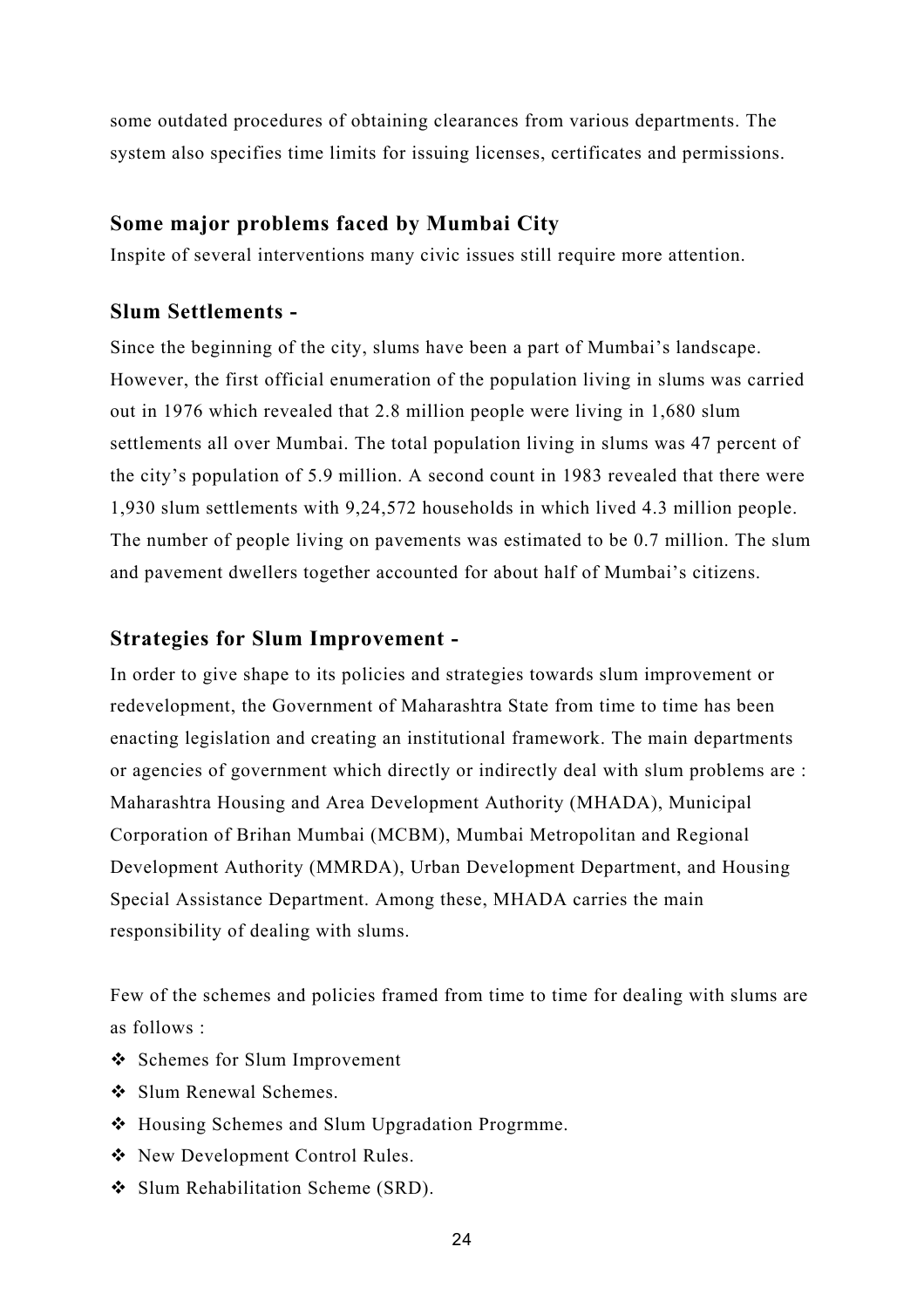some outdated procedures of obtaining clearances from various departments. The system also specifies time limits for issuing licenses, certificates and permissions.

## Some major problems faced by Mumbai City

Inspite of several interventions many civic issues still require more attention.

## Slum Settlements -

Since the beginning of the city, slums have been a part of Mumbai's landscape. However, the first official enumeration of the population living in slums was carried out in 1976 which revealed that 2.8 million people were living in 1,680 slum settlements all over Mumbai. The total population living in slums was 47 percent of the city's population of 5.9 million. A second count in 1983 revealed that there were 1,930 slum settlements with 9,24,572 households in which lived 4.3 million people. The number of people living on pavements was estimated to be 0.7 million. The slum and pavement dwellers together accounted for about half of Mumbai's citizens.

## Strategies for Slum Improvement -

In order to give shape to its policies and strategies towards slum improvement or redevelopment, the Government of Maharashtra State from time to time has been enacting legislation and creating an institutional framework. The main departments or agencies of government which directly or indirectly deal with slum problems are : Maharashtra Housing and Area Development Authority (MHADA), Municipal Corporation of Brihan Mumbai (MCBM), Mumbai Metropolitan and Regional Development Authority (MMRDA), Urban Development Department, and Housing Special Assistance Department. Among these, MHADA carries the main responsibility of dealing with slums.

Few of the schemes and policies framed from time to time for dealing with slums are as follows :

- Schemes for Slum Improvement
- Slum Renewal Schemes.
- Housing Schemes and Slum Upgradation Progrmme.
- New Development Control Rules.
- Slum Rehabilitation Scheme (SRD).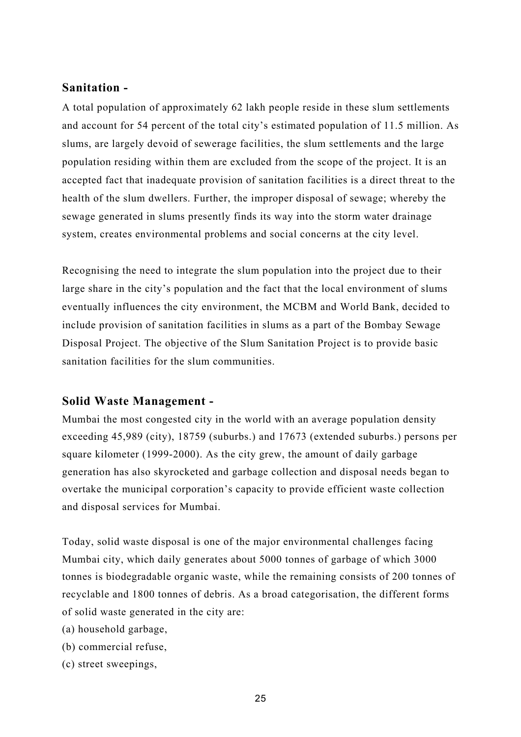## Sanitation -

A total population of approximately 62 lakh people reside in these slum settlements and account for 54 percent of the total city's estimated population of 11.5 million. As slums, are largely devoid of sewerage facilities, the slum settlements and the large population residing within them are excluded from the scope of the project. It is an accepted fact that inadequate provision of sanitation facilities is a direct threat to the health of the slum dwellers. Further, the improper disposal of sewage; whereby the sewage generated in slums presently finds its way into the storm water drainage system, creates environmental problems and social concerns at the city level.

Recognising the need to integrate the slum population into the project due to their large share in the city's population and the fact that the local environment of slums eventually influences the city environment, the MCBM and World Bank, decided to include provision of sanitation facilities in slums as a part of the Bombay Sewage Disposal Project. The objective of the Slum Sanitation Project is to provide basic sanitation facilities for the slum communities.

## Solid Waste Management -

Mumbai the most congested city in the world with an average population density exceeding 45,989 (city), 18759 (suburbs.) and 17673 (extended suburbs.) persons per square kilometer (1999-2000). As the city grew, the amount of daily garbage generation has also skyrocketed and garbage collection and disposal needs began to overtake the municipal corporation's capacity to provide efficient waste collection and disposal services for Mumbai.

Today, solid waste disposal is one of the major environmental challenges facing Mumbai city, which daily generates about 5000 tonnes of garbage of which 3000 tonnes is biodegradable organic waste, while the remaining consists of 200 tonnes of recyclable and 1800 tonnes of debris. As a broad categorisation, the different forms of solid waste generated in the city are:

(a) household garbage,

(b) commercial refuse,

(c) street sweepings,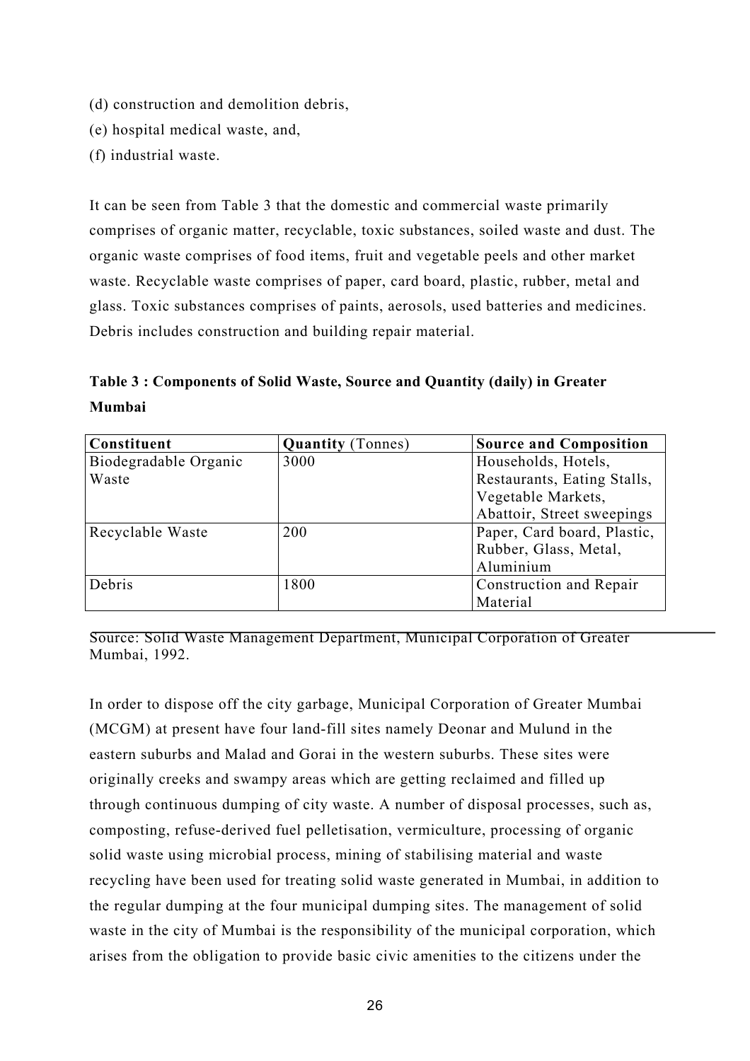(d) construction and demolition debris,

(e) hospital medical waste, and,

(f) industrial waste.

It can be seen from Table 3 that the domestic and commercial waste primarily comprises of organic matter, recyclable, toxic substances, soiled waste and dust. The organic waste comprises of food items, fruit and vegetable peels and other market waste. Recyclable waste comprises of paper, card board, plastic, rubber, metal and glass. Toxic substances comprises of paints, aerosols, used batteries and medicines. Debris includes construction and building repair material.

**Table 3 : Components of Solid Waste, Source and Quantity (daily) in Greater Mumbai**

| **Constituent** | **Quantity** (Tonnes) | **Source and Composition** |
|---|---|---|
| Biodegradable Organic Waste | 3000 | Households, Hotels, Restaurants, Eating Stalls, Vegetable Markets, Abattoir, Street sweepings |
| Recyclable Waste | 200 | Paper, Card board, Plastic, Rubber, Glass, Metal, Aluminium |
| Debris | 1800 | Construction and Repair Material |

Source: Solid Waste Management Department, Municipal Corporation of Greater Mumbai, 1992.

In order to dispose off the city garbage, Municipal Corporation of Greater Mumbai (MCGM) at present have four land-fill sites namely Deonar and Mulund in the eastern suburbs and Malad and Gorai in the western suburbs. These sites were originally creeks and swampy areas which are getting reclaimed and filled up through continuous dumping of city waste. A number of disposal processes, such as, composting, refuse-derived fuel pelletisation, vermiculture, processing of organic solid waste using microbial process, mining of stabilising material and waste recycling have been used for treating solid waste generated in Mumbai, in addition to the regular dumping at the four municipal dumping sites. The management of solid waste in the city of Mumbai is the responsibility of the municipal corporation, which arises from the obligation to provide basic civic amenities to the citizens under the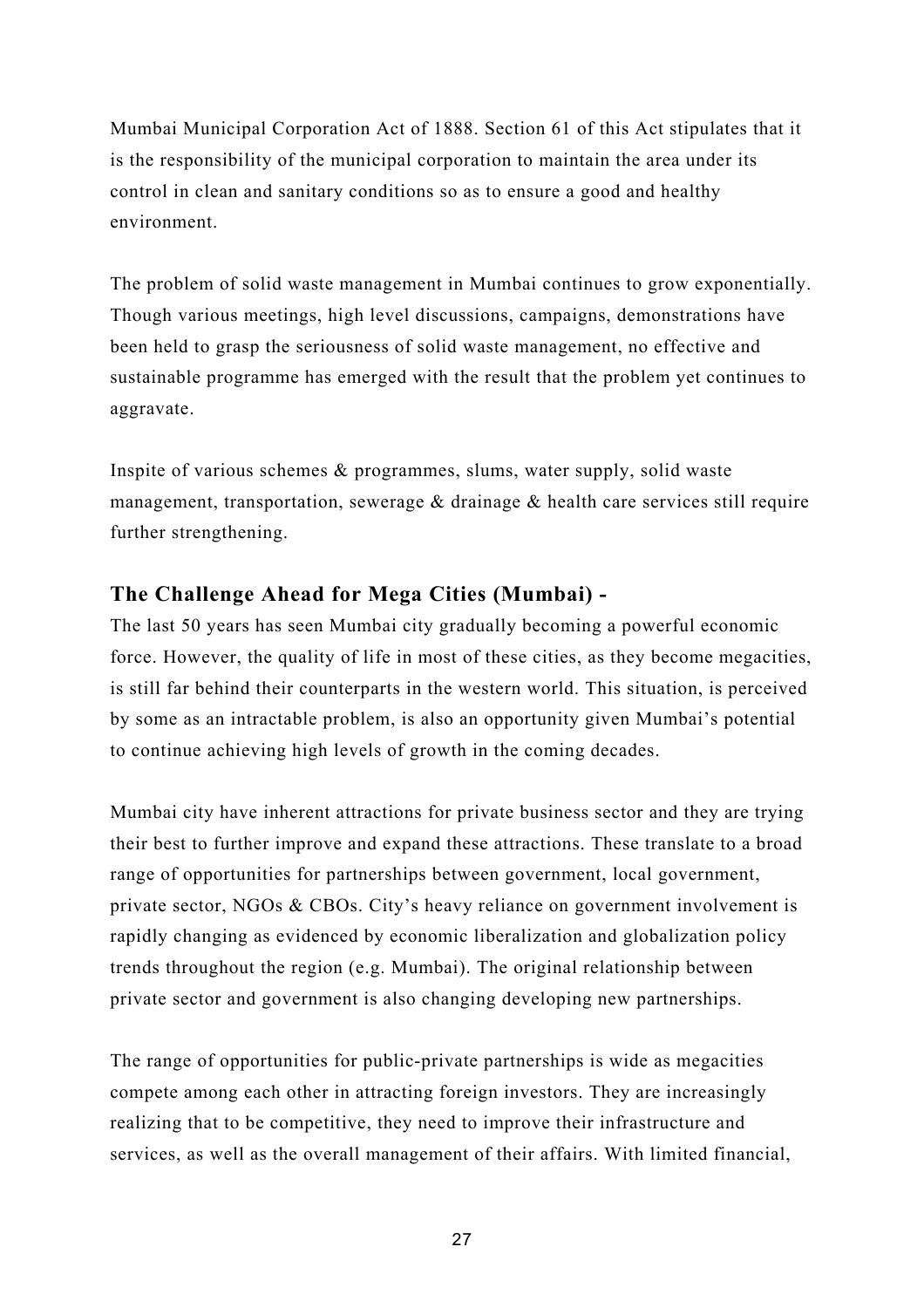Mumbai Municipal Corporation Act of 1888. Section 61 of this Act stipulates that it is the responsibility of the municipal corporation to maintain the area under its control in clean and sanitary conditions so as to ensure a good and healthy environment.

The problem of solid waste management in Mumbai continues to grow exponentially. Though various meetings, high level discussions, campaigns, demonstrations have been held to grasp the seriousness of solid waste management, no effective and sustainable programme has emerged with the result that the problem yet continues to aggravate.

Inspite of various schemes & programmes, slums, water supply, solid waste management, transportation, sewerage & drainage & health care services still require further strengthening.

## The Challenge Ahead for Mega Cities (Mumbai) -

The last 50 years has seen Mumbai city gradually becoming a powerful economic force. However, the quality of life in most of these cities, as they become megacities, is still far behind their counterparts in the western world. This situation, is perceived by some as an intractable problem, is also an opportunity given Mumbai's potential to continue achieving high levels of growth in the coming decades.

Mumbai city have inherent attractions for private business sector and they are trying their best to further improve and expand these attractions. These translate to a broad range of opportunities for partnerships between government, local government, private sector, NGOs & CBOs. City's heavy reliance on government involvement is rapidly changing as evidenced by economic liberalization and globalization policy trends throughout the region (e.g. Mumbai). The original relationship between private sector and government is also changing developing new partnerships.

The range of opportunities for public-private partnerships is wide as megacities compete among each other in attracting foreign investors. They are increasingly realizing that to be competitive, they need to improve their infrastructure and services, as well as the overall management of their affairs. With limited financial,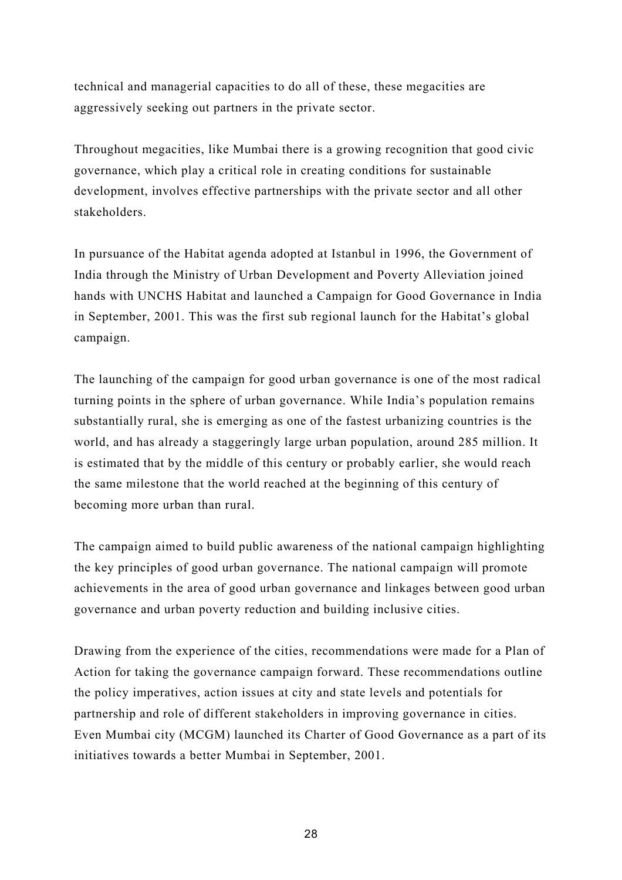technical and managerial capacities to do all of these, these megacities are aggressively seeking out partners in the private sector.

Throughout megacities, like Mumbai there is a growing recognition that good civic governance, which play a critical role in creating conditions for sustainable development, involves effective partnerships with the private sector and all other stakeholders.

In pursuance of the Habitat agenda adopted at Istanbul in 1996, the Government of India through the Ministry of Urban Development and Poverty Alleviation joined hands with UNCHS Habitat and launched a Campaign for Good Governance in India in September, 2001. This was the first sub regional launch for the Habitat's global campaign.

The launching of the campaign for good urban governance is one of the most radical turning points in the sphere of urban governance. While India's population remains substantially rural, she is emerging as one of the fastest urbanizing countries is the world, and has already a staggeringly large urban population, around 285 million. It is estimated that by the middle of this century or probably earlier, she would reach the same milestone that the world reached at the beginning of this century of becoming more urban than rural.

The campaign aimed to build public awareness of the national campaign highlighting the key principles of good urban governance. The national campaign will promote achievements in the area of good urban governance and linkages between good urban governance and urban poverty reduction and building inclusive cities.

Drawing from the experience of the cities, recommendations were made for a Plan of Action for taking the governance campaign forward. These recommendations outline the policy imperatives, action issues at city and state levels and potentials for partnership and role of different stakeholders in improving governance in cities. Even Mumbai city (MCGM) launched its Charter of Good Governance as a part of its initiatives towards a better Mumbai in September, 2001.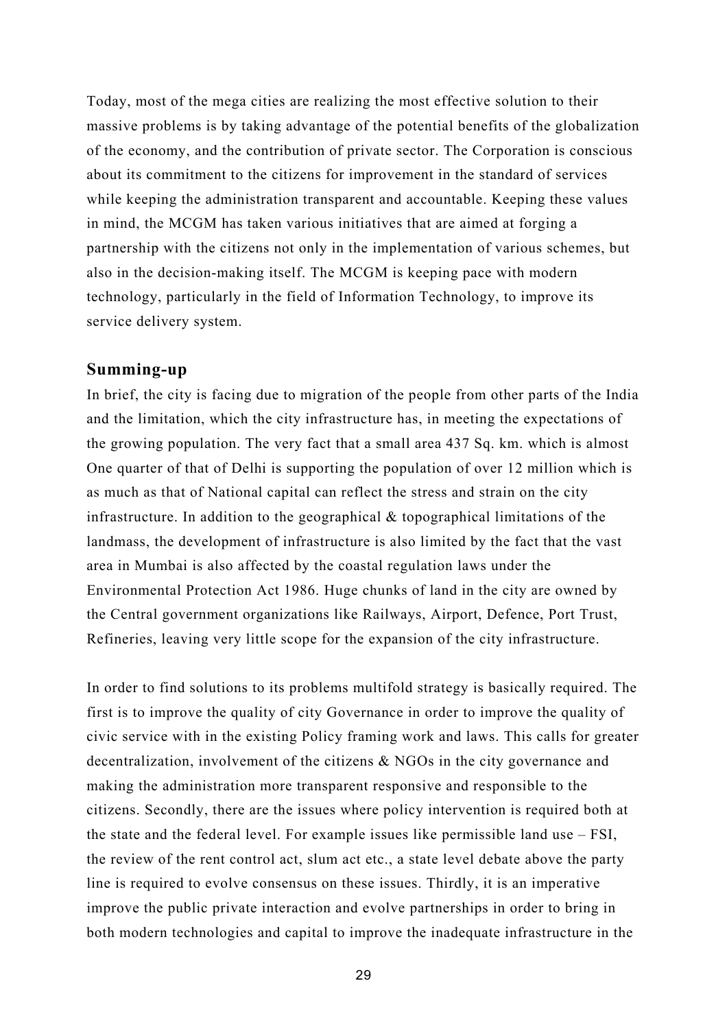Today, most of the mega cities are realizing the most effective solution to their massive problems is by taking advantage of the potential benefits of the globalization of the economy, and the contribution of private sector. The Corporation is conscious about its commitment to the citizens for improvement in the standard of services while keeping the administration transparent and accountable. Keeping these values in mind, the MCGM has taken various initiatives that are aimed at forging a partnership with the citizens not only in the implementation of various schemes, but also in the decision-making itself. The MCGM is keeping pace with modern technology, particularly in the field of Information Technology, to improve its service delivery system.

## Summing-up

In brief, the city is facing due to migration of the people from other parts of the India and the limitation, which the city infrastructure has, in meeting the expectations of the growing population. The very fact that a small area 437 Sq. km. which is almost One quarter of that of Delhi is supporting the population of over 12 million which is as much as that of National capital can reflect the stress and strain on the city infrastructure. In addition to the geographical & topographical limitations of the landmass, the development of infrastructure is also limited by the fact that the vast area in Mumbai is also affected by the coastal regulation laws under the Environmental Protection Act 1986. Huge chunks of land in the city are owned by the Central government organizations like Railways, Airport, Defence, Port Trust, Refineries, leaving very little scope for the expansion of the city infrastructure.

In order to find solutions to its problems multifold strategy is basically required. The first is to improve the quality of city Governance in order to improve the quality of civic service with in the existing Policy framing work and laws. This calls for greater decentralization, involvement of the citizens & NGOs in the city governance and making the administration more transparent responsive and responsible to the citizens. Secondly, there are the issues where policy intervention is required both at the state and the federal level. For example issues like permissible land use – FSI, the review of the rent control act, slum act etc., a state level debate above the party line is required to evolve consensus on these issues. Thirdly, it is an imperative improve the public private interaction and evolve partnerships in order to bring in both modern technologies and capital to improve the inadequate infrastructure in the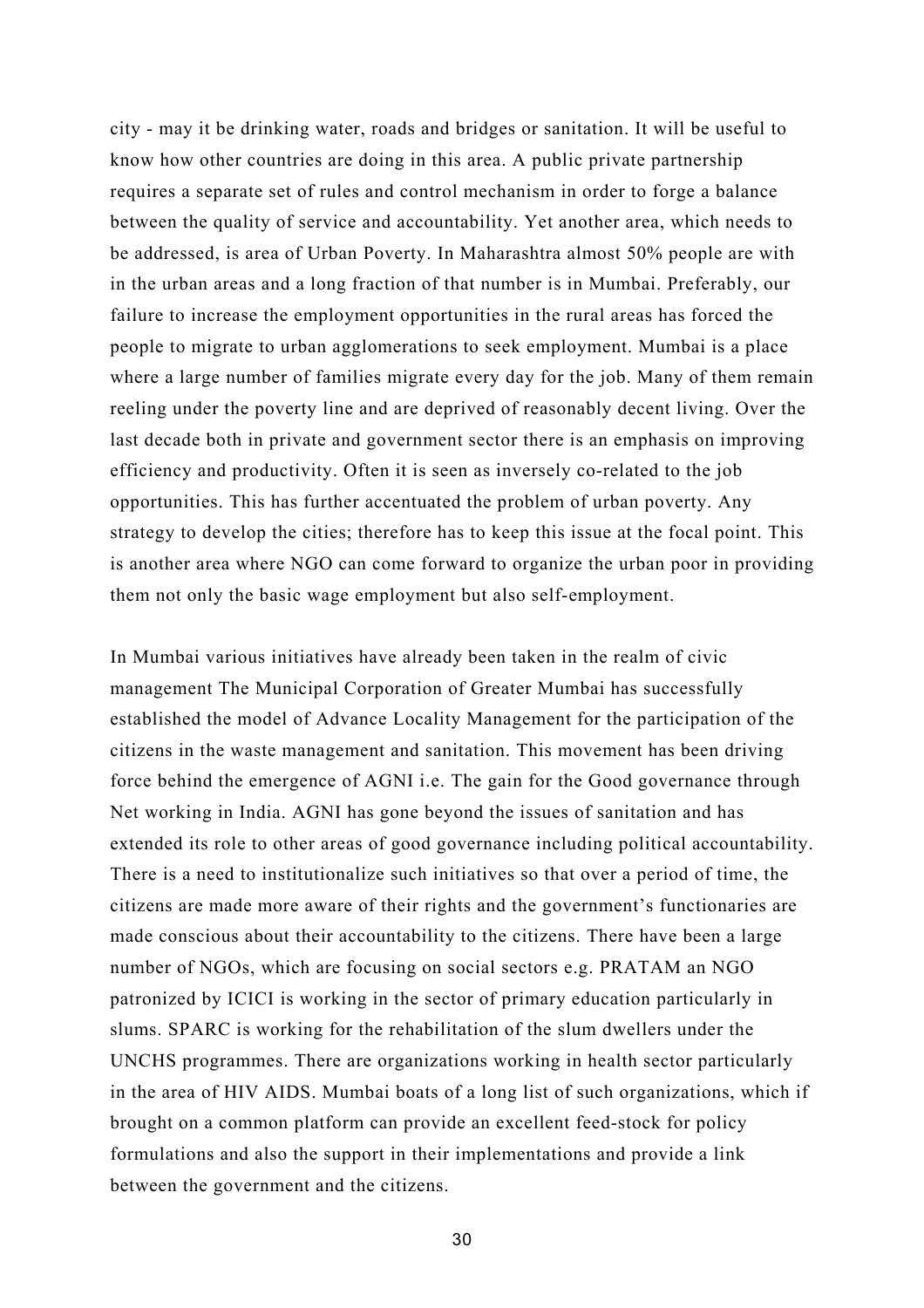city - may it be drinking water, roads and bridges or sanitation. It will be useful to know how other countries are doing in this area. A public private partnership requires a separate set of rules and control mechanism in order to forge a balance between the quality of service and accountability. Yet another area, which needs to be addressed, is area of Urban Poverty. In Maharashtra almost 50% people are with in the urban areas and a long fraction of that number is in Mumbai. Preferably, our failure to increase the employment opportunities in the rural areas has forced the people to migrate to urban agglomerations to seek employment. Mumbai is a place where a large number of families migrate every day for the job. Many of them remain reeling under the poverty line and are deprived of reasonably decent living. Over the last decade both in private and government sector there is an emphasis on improving efficiency and productivity. Often it is seen as inversely co-related to the job opportunities. This has further accentuated the problem of urban poverty. Any strategy to develop the cities; therefore has to keep this issue at the focal point. This is another area where NGO can come forward to organize the urban poor in providing them not only the basic wage employment but also self-employment.

In Mumbai various initiatives have already been taken in the realm of civic management The Municipal Corporation of Greater Mumbai has successfully established the model of Advance Locality Management for the participation of the citizens in the waste management and sanitation. This movement has been driving force behind the emergence of AGNI i.e. The gain for the Good governance through Net working in India. AGNI has gone beyond the issues of sanitation and has extended its role to other areas of good governance including political accountability. There is a need to institutionalize such initiatives so that over a period of time, the citizens are made more aware of their rights and the government's functionaries are made conscious about their accountability to the citizens. There have been a large number of NGOs, which are focusing on social sectors e.g. PRATAM an NGO patronized by ICICI is working in the sector of primary education particularly in slums. SPARC is working for the rehabilitation of the slum dwellers under the UNCHS programmes. There are organizations working in health sector particularly in the area of HIV AIDS. Mumbai boats of a long list of such organizations, which if brought on a common platform can provide an excellent feed-stock for policy formulations and also the support in their implementations and provide a link between the government and the citizens.